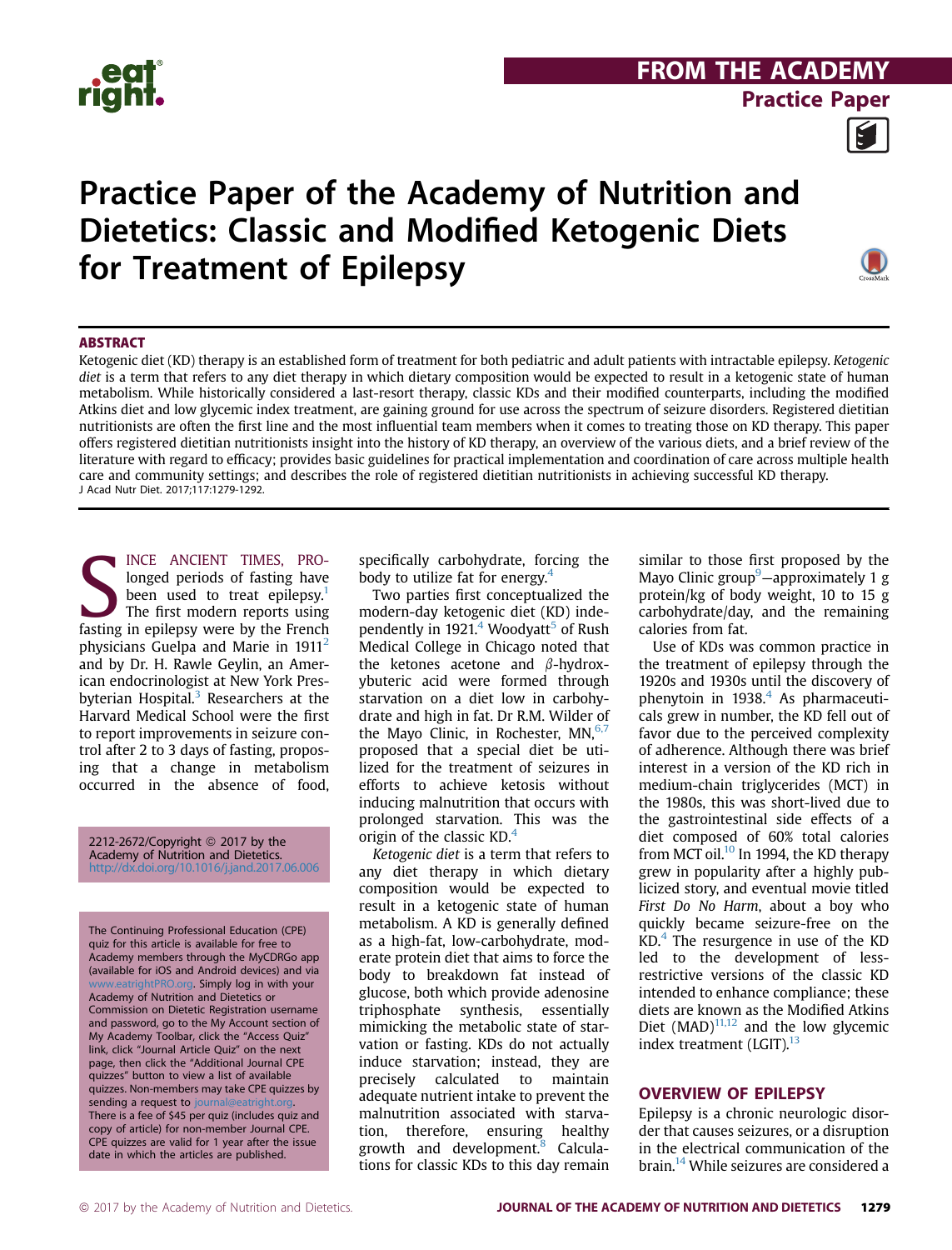FROM THE ACADEMY

Practice Paper

# Practice Paper of the Academy of Nutrition and Dietetics: Classic and Modified Ketogenic Diets for Treatment of Epilepsy

## ABSTRACT

Ketogenic diet (KD) therapy is an established form of treatment for both pediatric and adult patients with intractable epilepsy. *Ketogenic diet* is a term that refers to any diet therapy in which dietary composition would be expected to result in a ketogenic state of human metabolism. While historically considered a last-resort therapy, classic KDs and their modified counterparts, including the modified Atkins diet and low glycemic index treatment, are gaining ground for use across the spectrum of seizure disorders. Registered dietitian nutritionists are often the first line and the most influential team members when it comes to treating those on KD therapy. This paper offers registered dietitian nutritionists insight into the history of KD therapy, an overview of the various diets, and a brief review of the literature with regard to efficacy; provides basic guidelines for practical implementation and coordination of care across multiple health care and community settings; and describes the role of registered dietitian nutritionists in achieving successful KD therapy.

J Acad Nutr Diet. 2017;117:1279-1292.

SINCE ANCIENT TIMES, PROlonged periods of fasting have been used to treat epilepsy.[1] The first modern reports using fasting in epilepsy were by the French physicians Guelpa and Marie in 1911[2] and by Dr. H. Rawle Geylin, an American endocrinologist at New York Presbyterian Hospital.[3] Researchers at the Harvard Medical School were the first to report improvements in seizure control after 2 to 3 days of fasting, proposing that a change in metabolism occurred in the absence of food, specifically carbohydrate, forcing the body to utilize fat for energy.[4]

Two parties first conceptualized the modern-day ketogenic diet (KD) independently in 1921.[4] Woodyatt[5] of Rush Medical College in Chicago noted that the ketones acetone and $\beta$-hydroxybuteric acid were formed through starvation on a diet low in carbohydrate and high in fat. Dr R.M. Wilder of the Mayo Clinic, in Rochester, MN,[6,7] proposed that a special diet be utilized for the treatment of seizures in efforts to achieve ketosis without inducing malnutrition that occurs with prolonged starvation. This was the origin of the classic KD.[4]

*Ketogenic diet* is a term that refers to any diet therapy in which dietary composition would be expected to result in a ketogenic state of human metabolism. A KD is generally defined as a high-fat, low-carbohydrate, moderate protein diet that aims to force the body to breakdown fat instead of glucose, both which provide adenosine triphosphate synthesis, essentially mimicking the metabolic state of starvation or fasting. KDs do not actually induce starvation; instead, they are precisely calculated to maintain adequate nutrient intake to prevent the malnutrition associated with starvation, therefore, ensuring healthy growth and development.[8] Calculations for classic KDs to this day remain similar to those first proposed by the Mayo Clinic group[9]—approximately 1 g protein/kg of body weight, 10 to 15 g carbohydrate/day, and the remaining calories from fat.

Use of KDs was common practice in the treatment of epilepsy through the 1920s and 1930s until the discovery of phenytoin in 1938.[4] As pharmaceuticals grew in number, the KD fell out of favor due to the perceived complexity of adherence. Although there was brief interest in a version of the KD rich in medium-chain triglycerides (MCT) in the 1980s, this was short-lived due to the gastrointestinal side effects of a diet composed of 60% total calories from MCT oil.[10] In 1994, the KD therapy grew in popularity after a highly publicized story, and eventual movie titled *First Do No Harm*, about a boy who quickly became seizure-free on the KD.[4] The resurgence in use of the KD led to the development of less-restrictive versions of the classic KD intended to enhance compliance; these diets are known as the Modified Atkins Diet (MAD)[11,12] and the low glycemic index treatment (LGIT).[13]

## OVERVIEW OF EPILEPSY

Epilepsy is a chronic neurologic disorder that causes seizures, or a disruption in the electrical communication of the brain.[14] While seizures are considered a

2212-2672/Copyright © 2017 by the Academy of Nutrition and Dietetics.
http://dx.doi.org/10.1016/j.jand.2017.06.006

The Continuing Professional Education (CPE) quiz for this article is available for free to Academy members through the MyCDRGo app (available for iOS and Android devices) and via www.eatrightPRO.org. Simply log in with your Academy of Nutrition and Dietetics or Commission on Dietetic Registration username and password, go to the My Account section of My Academy Toolbar, click the "Access Quiz" link, click "Journal Article Quiz" on the next page, then click the "Additional Journal CPE quizzes" button to view a list of available quizzes. Non-members may take CPE quizzes by sending a request to journal@eatright.org. There is a fee of $45 per quiz (includes quiz and copy of article) for non-member Journal CPE. CPE quizzes are valid for 1 year after the issue date in which the articles are published.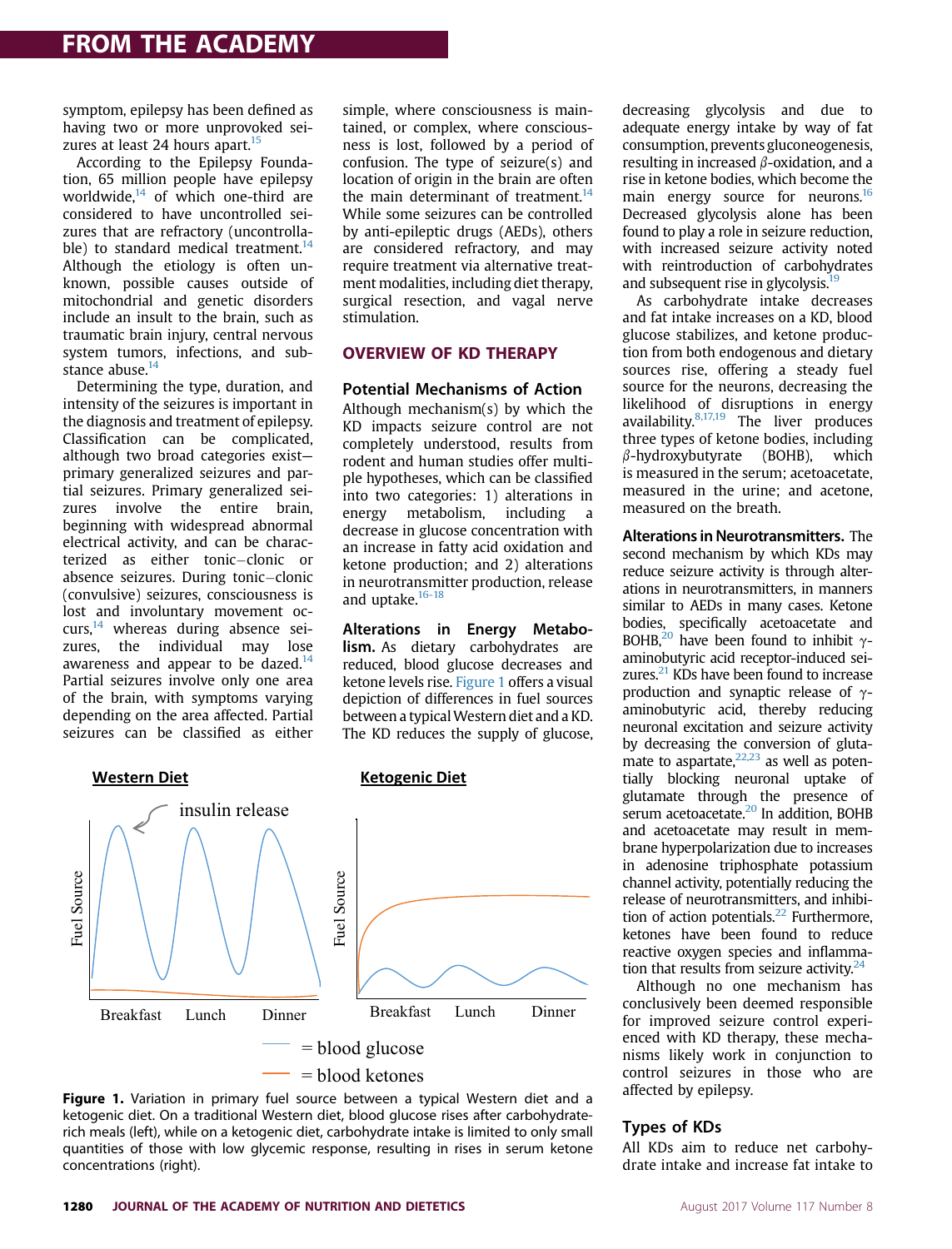symptom, epilepsy has been defined as having two or more unprovoked seizures at least 24 hours apart.[15]

According to the Epilepsy Foundation, 65 million people have epilepsy worldwide,[14] of which one-third are considered to have uncontrolled seizures that are refractory (uncontrollable) to standard medical treatment.[14] Although the etiology is often unknown, possible causes outside of mitochondrial and genetic disorders include an insult to the brain, such as traumatic brain injury, central nervous system tumors, infections, and substance abuse.[14]

Determining the type, duration, and intensity of the seizures is important in the diagnosis and treatment of epilepsy. Classification can be complicated, although two broad categories exist—primary generalized seizures and partial seizures. Primary generalized seizures involve the entire brain, beginning with widespread abnormal electrical activity, and can be characterized as either tonic−clonic or absence seizures. During tonic−clonic (convulsive) seizures, consciousness is lost and involuntary movement occurs,[14] whereas during absence seizures, the individual may lose awareness and appear to be dazed.[14] Partial seizures involve only one area of the brain, with symptoms varying depending on the area affected. Partial seizures can be classified as either simple, where consciousness is maintained, or complex, where consciousness is lost, followed by a period of confusion. The type of seizure(s) and location of origin in the brain are often the main determinant of treatment.[14] While some seizures can be controlled by anti-epileptic drugs (AEDs), others are considered refractory, and may require treatment via alternative treatment modalities, including diet therapy, surgical resection, and vagal nerve stimulation.

## OVERVIEW OF KD THERAPY

### Potential Mechanisms of Action

Although mechanism(s) by which the KD impacts seizure control are not completely understood, results from rodent and human studies offer multiple hypotheses, which can be classified into two categories: 1) alterations in energy metabolism, including a decrease in glucose concentration with an increase in fatty acid oxidation and ketone production; and 2) alterations in neurotransmitter production, release and uptake.[16-18]

**Alterations in Energy Metabolism.** As dietary carbohydrates are reduced, blood glucose decreases and ketone levels rise. Figure 1 offers a visual depiction of differences in fuel sources between a typical Western diet and a KD. The KD reduces the supply of glucose, decreasing glycolysis and due to adequate energy intake by way of fat consumption, prevents gluconeogenesis, resulting in increased $\beta$-oxidation, and a rise in ketone bodies, which become the main energy source for neurons.[16] Decreased glycolysis alone has been found to play a role in seizure reduction, with increased seizure activity noted with reintroduction of carbohydrates and subsequent rise in glycolysis.[19]

As carbohydrate intake decreases and fat intake increases on a KD, blood glucose stabilizes, and ketone production from both endogenous and dietary sources rise, offering a steady fuel source for the neurons, decreasing the likelihood of disruptions in energy availability.[8,17,19] The liver produces three types of ketone bodies, including $\beta$-hydroxybutyrate (BOHB), which is measured in the serum; acetoacetate, measured in the urine; and acetone, measured on the breath.

**Alterations in Neurotransmitters.** The second mechanism by which KDs may reduce seizure activity is through alterations in neurotransmitters, in manners similar to AEDs in many cases. Ketone bodies, specifically acetoacetate and BOHB,[20] have been found to inhibit $\gamma$-aminobutyric acid receptor-induced seizures.[21] KDs have been found to increase production and synaptic release of $\gamma$-aminobutyric acid, thereby reducing neuronal excitation and seizure activity by decreasing the conversion of glutamate to aspartate,[22,23] as well as potentially blocking neuronal uptake of glutamate through the presence of serum acetoacetate.[20] In addition, BOHB and acetoacetate may result in membrane hyperpolarization due to increases in adenosine triphosphate potassium channel activity, potentially reducing the release of neurotransmitters, and inhibition of action potentials.[22] Furthermore, ketones have been found to reduce reactive oxygen species and inflammation that results from seizure activity.[24]

Although no one mechanism has conclusively been deemed responsible for improved seizure control experienced with KD therapy, these mechanisms likely work in conjunction to control seizures in those who are affected by epilepsy.

Western Diet

insulin release

Fuel Source

Breakfast Lunch Dinner

Ketogenic Diet

Fuel Source

Breakfast Lunch Dinner

= blood glucose

= blood ketones

**Figure 1.** Variation in primary fuel source between a typical Western diet and a ketogenic diet. On a traditional Western diet, blood glucose rises after carbohydrate-rich meals (left), while on a ketogenic diet, carbohydrate intake is limited to only small quantities of those with low glycemic response, resulting in rises in serum ketone concentrations (right).

### Types of KDs

All KDs aim to reduce net carbohydrate intake and increase fat intake to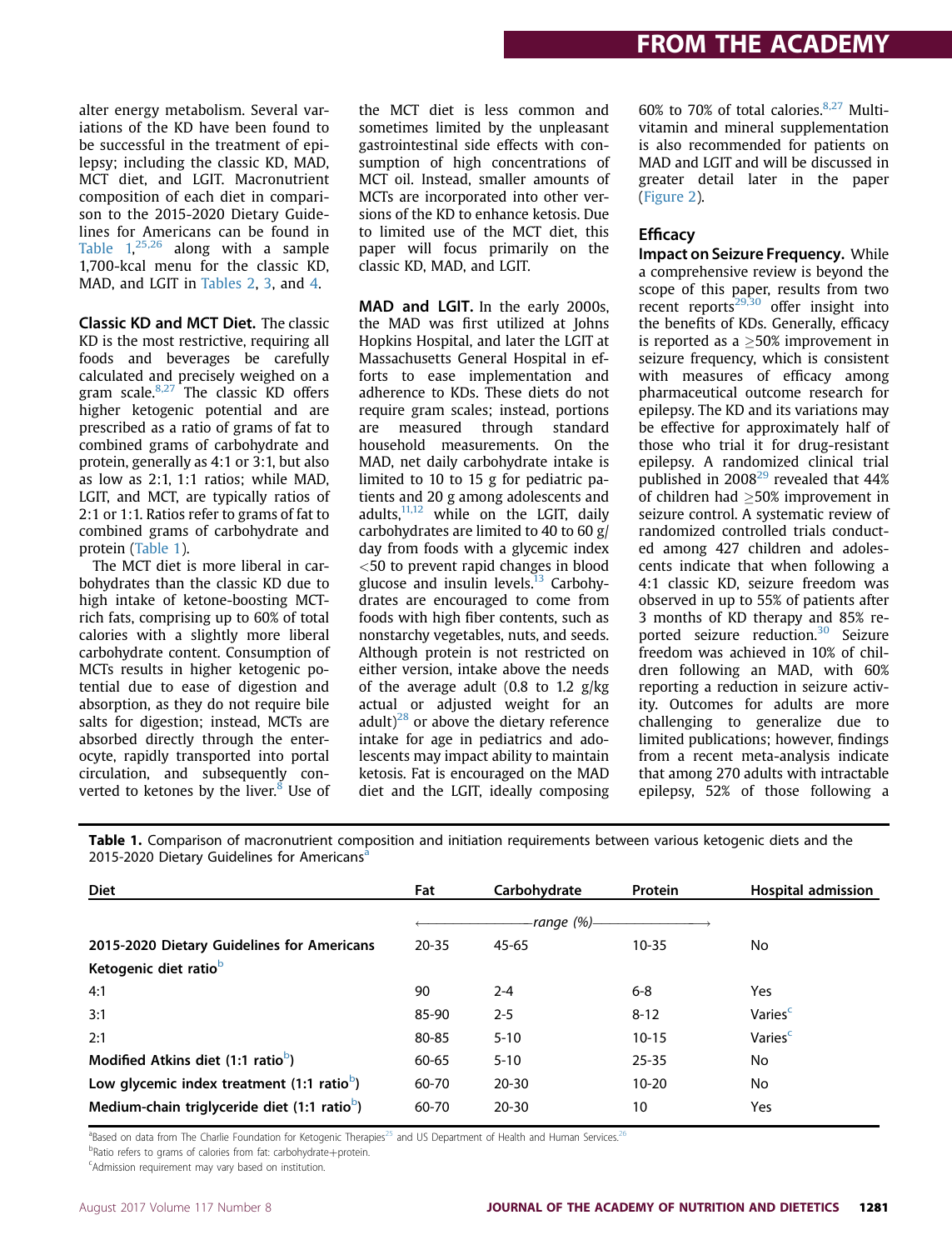alter energy metabolism. Several variations of the KD have been found to be successful in the treatment of epilepsy; including the classic KD, MAD, MCT diet, and LGIT. Macronutrient composition of each diet in comparison to the 2015-2020 Dietary Guidelines for Americans can be found in Table 1,[25,26] along with a sample 1,700-kcal menu for the classic KD, MAD, and LGIT in Tables 2, 3, and 4.

**Classic KD and MCT Diet.** The classic KD is the most restrictive, requiring all foods and beverages be carefully calculated and precisely weighed on a gram scale.[8,27] The classic KD offers higher ketogenic potential and are prescribed as a ratio of grams of fat to combined grams of carbohydrate and protein, generally as 4:1 or 3:1, but also as low as 2:1, 1:1 ratios; while MAD, LGIT, and MCT, are typically ratios of 2:1 or 1:1. Ratios refer to grams of fat to combined grams of carbohydrate and protein (Table 1).

The MCT diet is more liberal in carbohydrates than the classic KD due to high intake of ketone-boosting MCT-rich fats, comprising up to 60% of total calories with a slightly more liberal carbohydrate content. Consumption of MCTs results in higher ketogenic potential due to ease of digestion and absorption, as they do not require bile salts for digestion; instead, MCTs are absorbed directly through the enterocyte, rapidly transported into portal circulation, and subsequently converted to ketones by the liver.[8] Use of the MCT diet is less common and sometimes limited by the unpleasant gastrointestinal side effects with consumption of high concentrations of MCT oil. Instead, smaller amounts of MCTs are incorporated into other versions of the KD to enhance ketosis. Due to limited use of the MCT diet, this paper will focus primarily on the classic KD, MAD, and LGIT.

**MAD and LGIT.** In the early 2000s, the MAD was first utilized at Johns Hopkins Hospital, and later the LGIT at Massachusetts General Hospital in efforts to ease implementation and adherence to KDs. These diets do not require gram scales; instead, portions are measured through standard household measurements. On the MAD, net daily carbohydrate intake is limited to 10 to 15 g for pediatric patients and 20 g among adolescents and adults,[11,12] while on the LGIT, daily carbohydrates are limited to 40 to 60 g/day from foods with a glycemic index <50 to prevent rapid changes in blood glucose and insulin levels.[13] Carbohydrates are encouraged to come from foods with high fiber contents, such as nonstarchy vegetables, nuts, and seeds. Although protein is not restricted on either version, intake above the needs of the average adult (0.8 to 1.2 g/kg actual or adjusted weight for an adult)[28] or above the dietary reference intake for age in pediatrics and adolescents may impact ability to maintain ketosis. Fat is encouraged on the MAD diet and the LGIT, ideally composing 60% to 70% of total calories.[8,27] Multivitamin and mineral supplementation is also recommended for patients on MAD and LGIT and will be discussed in greater detail later in the paper (Figure 2).

### Efficacy

**Impact on Seizure Frequency.** While a comprehensive review is beyond the scope of this paper, results from two recent reports[29,30] offer insight into the benefits of KDs. Generally, efficacy is reported as a ≥50% improvement in seizure frequency, which is consistent with measures of efficacy among pharmaceutical outcome research for epilepsy. The KD and its variations may be effective for approximately half of those who trial it for drug-resistant epilepsy. A randomized clinical trial published in 2008[29] revealed that 44% of children had ≥50% improvement in seizure control. A systematic review of randomized controlled trials conducted among 427 children and adolescents indicate that when following a 4:1 classic KD, seizure freedom was observed in up to 55% of patients after 3 months of KD therapy and 85% reported seizure reduction.[30] Seizure freedom was achieved in 10% of children following an MAD, with 60% reporting a reduction in seizure activity. Outcomes for adults are more challenging to generalize due to limited publications; however, findings from a recent meta-analysis indicate that among 270 adults with intractable epilepsy, 52% of those following a

**Table 1.** Comparison of macronutrient composition and initiation requirements between various ketogenic diets and the 2015-2020 Dietary Guidelines for Americans[a]

| Diet | Fat | Carbohydrate | Protein | Hospital admission |
|---|---|---|---|---|
| | ←—— | range (%) | ——→ | |
| **2015-2020 Dietary Guidelines for Americans** | 20-35 | 45-65 | 10-35 | No |
| **Ketogenic diet ratio[b]** | | | | |
| 4:1 | 90 | 2-4 | 6-8 | Yes |
| 3:1 | 85-90 | 2-5 | 8-12 | Varies[c] |
| 2:1 | 80-85 | 5-10 | 10-15 | Varies[c] |
| **Modified Atkins diet (1:1 ratio[b])** | 60-65 | 5-10 | 25-35 | No |
| **Low glycemic index treatment (1:1 ratio[b])** | 60-70 | 20-30 | 10-20 | No |
| **Medium-chain triglyceride diet (1:1 ratio[b])** | 60-70 | 20-30 | 10 | Yes |

[a]Based on data from The Charlie Foundation for Ketogenic Therapies[25] and US Department of Health and Human Services.[26]

[b]Ratio refers to grams of calories from fat: carbohydrate+protein.

[c]Admission requirement may vary based on institution.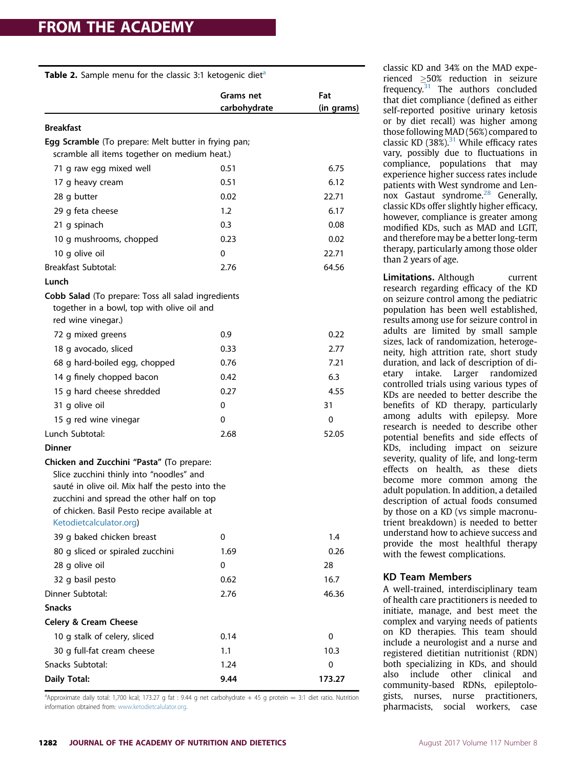**Table 2.** Sample menu for the classic 3:1 ketogenic diet[a]

| | Grams net carbohydrate | Fat (in grams) |
|---|---|---|
| **Breakfast** | | |
| **Egg Scramble** (To prepare: Melt butter in frying pan; scramble all items together on medium heat.) | | |
| 71 g raw egg mixed well | 0.51 | 6.75 |
| 17 g heavy cream | 0.51 | 6.12 |
| 28 g butter | 0.02 | 22.71 |
| 29 g feta cheese | 1.2 | 6.17 |
| 21 g spinach | 0.3 | 0.08 |
| 10 g mushrooms, chopped | 0.23 | 0.02 |
| 10 g olive oil | 0 | 22.71 |
| Breakfast Subtotal: | 2.76 | 64.56 |
| **Lunch** | | |
| **Cobb Salad** (To prepare: Toss all salad ingredients together in a bowl, top with olive oil and red wine vinegar.) | | |
| 72 g mixed greens | 0.9 | 0.22 |
| 18 g avocado, sliced | 0.33 | 2.77 |
| 68 g hard-boiled egg, chopped | 0.76 | 7.21 |
| 14 g finely chopped bacon | 0.42 | 6.3 |
| 15 g hard cheese shredded | 0.27 | 4.55 |
| 31 g olive oil | 0 | 31 |
| 15 g red wine vinegar | 0 | 0 |
| Lunch Subtotal: | 2.68 | 52.05 |
| **Dinner** | | |
| **Chicken and Zucchini "Pasta"** (To prepare: Slice zucchini thinly into "noodles" and sauté in olive oil. Mix half the pesto into the zucchini and spread the other half on top of chicken. Basil Pesto recipe available at Ketodietcalculator.org) | | |
| 39 g baked chicken breast | 0 | 1.4 |
| 80 g sliced or spiraled zucchini | 1.69 | 0.26 |
| 28 g olive oil | 0 | 28 |
| 32 g basil pesto | 0.62 | 16.7 |
| Dinner Subtotal: | 2.76 | 46.36 |
| **Snacks** | | |
| **Celery & Cream Cheese** | | |
| 10 g stalk of celery, sliced | 0.14 | 0 |
| 30 g full-fat cream cheese | 1.1 | 10.3 |
| Snacks Subtotal: | 1.24 | 0 |
| **Daily Total:** | **9.44** | **173.27** |

[a]Approximate daily total: 1,700 kcal; 173.27 g fat : 9.44 g net carbohydrate + 45 g protein = 3:1 diet ratio. Nutrition information obtained from: www.ketodietcalulator.org.

classic KD and 34% on the MAD experienced ≥50% reduction in seizure frequency.[31] The authors concluded that diet compliance (defined as either self-reported positive urinary ketosis or by diet recall) was higher among those following MAD (56%) compared to classic KD (38%).[31] While efficacy rates vary, possibly due to fluctuations in compliance, populations that may experience higher success rates include patients with West syndrome and Lennox Gastaut syndrome.[28] Generally, classic KDs offer slightly higher efficacy, however, compliance is greater among modified KDs, such as MAD and LGIT, and therefore may be a better long-term therapy, particularly among those older than 2 years of age.

**Limitations.** Although current research regarding efficacy of the KD on seizure control among the pediatric population has been well established, results among use for seizure control in adults are limited by small sample sizes, lack of randomization, heterogeneity, high attrition rate, short study duration, and lack of description of dietary intake. Larger randomized controlled trials using various types of KDs are needed to better describe the benefits of KD therapy, particularly among adults with epilepsy. More research is needed to describe other potential benefits and side effects of KDs, including impact on seizure severity, quality of life, and long-term effects on health, as these diets become more common among the adult population. In addition, a detailed description of actual foods consumed by those on a KD (vs simple macronutrient breakdown) is needed to better understand how to achieve success and provide the most healthful therapy with the fewest complications.

## KD Team Members

A well-trained, interdisciplinary team of health care practitioners is needed to initiate, manage, and best meet the complex and varying needs of patients on KD therapies. This team should include a neurologist and a nurse and registered dietitian nutritionist (RDN) both specializing in KDs, and should also include other clinical and community-based RDNs, epileptologists, nurses, nurse practitioners, pharmacists, social workers, case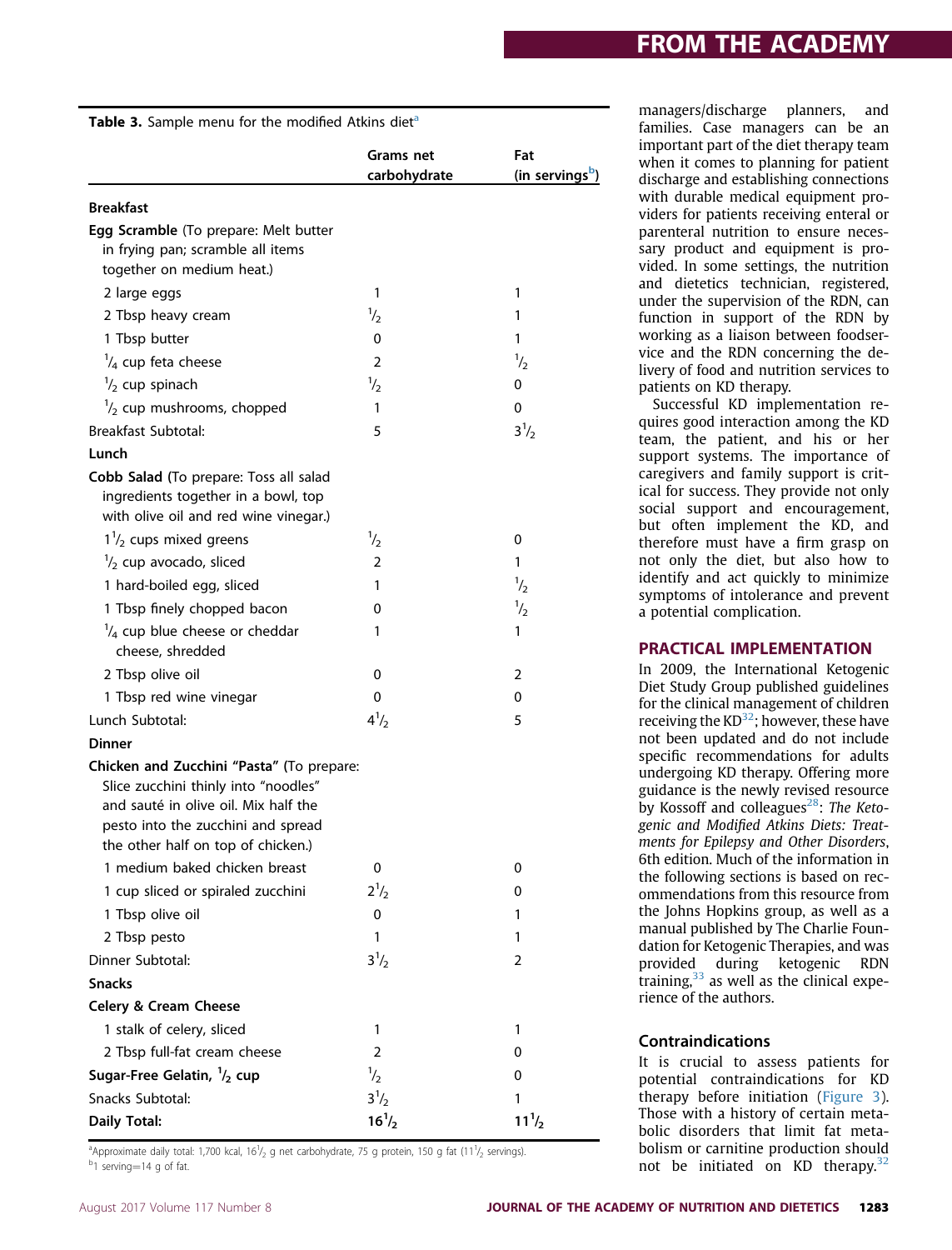**Table 3.** Sample menu for the modified Atkins diet[a]

| | Grams net carbohydrate | Fat (in servings[b]) |
|---|---|---|
| **Breakfast** | | |
| **Egg Scramble** (To prepare: Melt butter in frying pan; scramble all items together on medium heat.) | | |
| 2 large eggs | 1 | 1 |
| 2 Tbsp heavy cream | 1/2 | 1 |
| 1 Tbsp butter | 0 | 1 |
| 1/4 cup feta cheese | 2 | 1/2 |
| 1/2 cup spinach | 1/2 | 0 |
| 1/2 cup mushrooms, chopped | 1 | 0 |
| Breakfast Subtotal: | 5 | 3 1/2 |
| **Lunch** | | |
| **Cobb Salad** (To prepare: Toss all salad ingredients together in a bowl, top with olive oil and red wine vinegar.) | | |
| 1 1/2 cups mixed greens | 1/2 | 0 |
| 1/2 cup avocado, sliced | 2 | 1 |
| 1 hard-boiled egg, sliced | 1 | 1/2 |
| 1 Tbsp finely chopped bacon | 0 | 1/2 |
| 1/4 cup blue cheese or cheddar cheese, shredded | 1 | 1 |
| 2 Tbsp olive oil | 0 | 2 |
| 1 Tbsp red wine vinegar | 0 | 0 |
| Lunch Subtotal: | 4 1/2 | 5 |
| **Dinner** | | |
| **Chicken and Zucchini "Pasta"** (To prepare: Slice zucchini thinly into "noodles" and sauté in olive oil. Mix half the pesto into the zucchini and spread the other half on top of chicken.) | | |
| 1 medium baked chicken breast | 0 | 0 |
| 1 cup sliced or spiraled zucchini | 2 1/2 | 0 |
| 1 Tbsp olive oil | 0 | 1 |
| 2 Tbsp pesto | 1 | 1 |
| Dinner Subtotal: | 3 1/2 | 2 |
| **Snacks** | | |
| **Celery & Cream Cheese** | | |
| 1 stalk of celery, sliced | 1 | 1 |
| 2 Tbsp full-fat cream cheese | 2 | 0 |
| **Sugar-Free Gelatin, 1/2 cup** | 1/2 | 0 |
| Snacks Subtotal: | 3 1/2 | 1 |
| **Daily Total:** | **16 1/2** | **11 1/2** |

[a]Approximate daily total: 1,700 kcal, 16 1/2 g net carbohydrate, 75 g protein, 150 g fat (11 1/2 servings).
[b]1 serving=14 g of fat.

managers/discharge planners, and families. Case managers can be an important part of the diet therapy team when it comes to planning for patient discharge and establishing connections with durable medical equipment providers for patients receiving enteral or parenteral nutrition to ensure necessary product and equipment is provided. In some settings, the nutrition and dietetics technician, registered, under the supervision of the RDN, can function in support of the RDN by working as a liaison between foodservice and the RDN concerning the delivery of food and nutrition services to patients on KD therapy.

Successful KD implementation requires good interaction among the KD team, the patient, and his or her support systems. The importance of caregivers and family support is critical for success. They provide not only social support and encouragement, but often implement the KD, and therefore must have a firm grasp on not only the diet, but also how to identify and act quickly to minimize symptoms of intolerance and prevent a potential complication.

## PRACTICAL IMPLEMENTATION

In 2009, the International Ketogenic Diet Study Group published guidelines for the clinical management of children receiving the KD[32]; however, these have not been updated and do not include specific recommendations for adults undergoing KD therapy. Offering more guidance is the newly revised resource by Kossoff and colleagues[28]: *The Ketogenic and Modified Atkins Diets: Treatments for Epilepsy and Other Disorders*, 6th edition. Much of the information in the following sections is based on recommendations from this resource from the Johns Hopkins group, as well as a manual published by The Charlie Foundation for Ketogenic Therapies, and was provided during ketogenic RDN training,[33] as well as the clinical experience of the authors.

### Contraindications

It is crucial to assess patients for potential contraindications for KD therapy before initiation (Figure 3). Those with a history of certain metabolic disorders that limit fat metabolism or carnitine production should not be initiated on KD therapy.[32]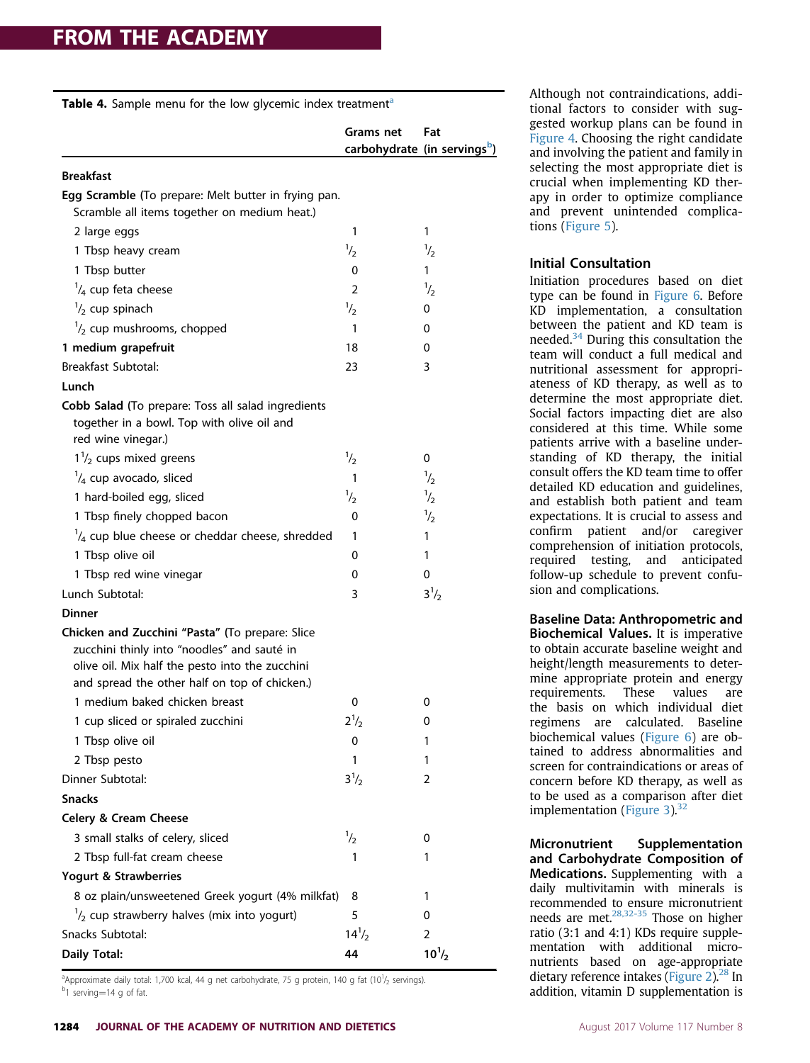**Table 4.** Sample menu for the low glycemic index treatment[a]

| | Grams net carbohydrate | Fat (in servings[b]) |
|---|---|---|
| **Breakfast** | | |
| **Egg Scramble** (To prepare: Melt butter in frying pan. Scramble all items together on medium heat.) | | |
| 2 large eggs | 1 | 1 |
| 1 Tbsp heavy cream | 1/2 | 1/2 |
| 1 Tbsp butter | 0 | 1 |
| 1/4 cup feta cheese | 2 | 1/2 |
| 1/2 cup spinach | 1/2 | 0 |
| 1/2 cup mushrooms, chopped | 1 | 0 |
| **1 medium grapefruit** | 18 | 0 |
| Breakfast Subtotal: | 23 | 3 |
| **Lunch** | | |
| **Cobb Salad** (To prepare: Toss all salad ingredients together in a bowl. Top with olive oil and red wine vinegar.) | | |
| 1 1/2 cups mixed greens | 1/2 | 0 |
| 1/4 cup avocado, sliced | 1 | 1/2 |
| 1 hard-boiled egg, sliced | 1/2 | 1/2 |
| 1 Tbsp finely chopped bacon | 0 | 1/2 |
| 1/4 cup blue cheese or cheddar cheese, shredded | 1 | 1 |
| 1 Tbsp olive oil | 0 | 1 |
| 1 Tbsp red wine vinegar | 0 | 0 |
| Lunch Subtotal: | 3 | 3 1/2 |
| **Dinner** | | |
| **Chicken and Zucchini "Pasta"** (To prepare: Slice zucchini thinly into "noodles" and sauté in olive oil. Mix half the pesto into the zucchini and spread the other half on top of chicken.) | | |
| 1 medium baked chicken breast | 0 | 0 |
| 1 cup sliced or spiraled zucchini | 2 1/2 | 0 |
| 1 Tbsp olive oil | 0 | 1 |
| 2 Tbsp pesto | 1 | 1 |
| Dinner Subtotal: | 3 1/2 | 2 |
| **Snacks** | | |
| **Celery & Cream Cheese** | | |
| 3 small stalks of celery, sliced | 1/2 | 0 |
| 2 Tbsp full-fat cream cheese | 1 | 1 |
| **Yogurt & Strawberries** | | |
| 8 oz plain/unsweetened Greek yogurt (4% milkfat) | 8 | 1 |
| 1/2 cup strawberry halves (mix into yogurt) | 5 | 0 |
| Snacks Subtotal: | 14 1/2 | 2 |
| **Daily Total:** | **44** | **10 1/2** |

[a]Approximate daily total: 1,700 kcal, 44 g net carbohydrate, 75 g protein, 140 g fat (10 1/2 servings).
[b]1 serving=14 g of fat.

Although not contraindications, additional factors to consider with suggested workup plans can be found in Figure 4. Choosing the right candidate and involving the patient and family in selecting the most appropriate diet is crucial when implementing KD therapy in order to optimize compliance and prevent unintended complications (Figure 5).

### Initial Consultation

Initiation procedures based on diet type can be found in Figure 6. Before KD implementation, a consultation between the patient and KD team is needed.[34] During this consultation the team will conduct a full medical and nutritional assessment for appropriateness of KD therapy, as well as to determine the most appropriate diet. Social factors impacting diet are also considered at this time. While some patients arrive with a baseline understanding of KD therapy, the initial consult offers the KD team time to offer detailed KD education and guidelines, and establish both patient and team expectations. It is crucial to assess and confirm patient and/or caregiver comprehension of initiation protocols, required testing, and anticipated follow-up schedule to prevent confusion and complications.

**Baseline Data: Anthropometric and Biochemical Values.** It is imperative to obtain accurate baseline weight and height/length measurements to determine appropriate protein and energy requirements. These values are the basis on which individual diet regimens are calculated. Baseline biochemical values (Figure 6) are obtained to address abnormalities and screen for contraindications or areas of concern before KD therapy, as well as to be used as a comparison after diet implementation (Figure 3).[32]

**Micronutrient Supplementation and Carbohydrate Composition of Medications.** Supplementing with a daily multivitamin with minerals is recommended to ensure micronutrient needs are met.[28,32-35] Those on higher ratio (3:1 and 4:1) KDs require supplementation with additional micronutrients based on age-appropriate dietary reference intakes (Figure 2).[28] In addition, vitamin D supplementation is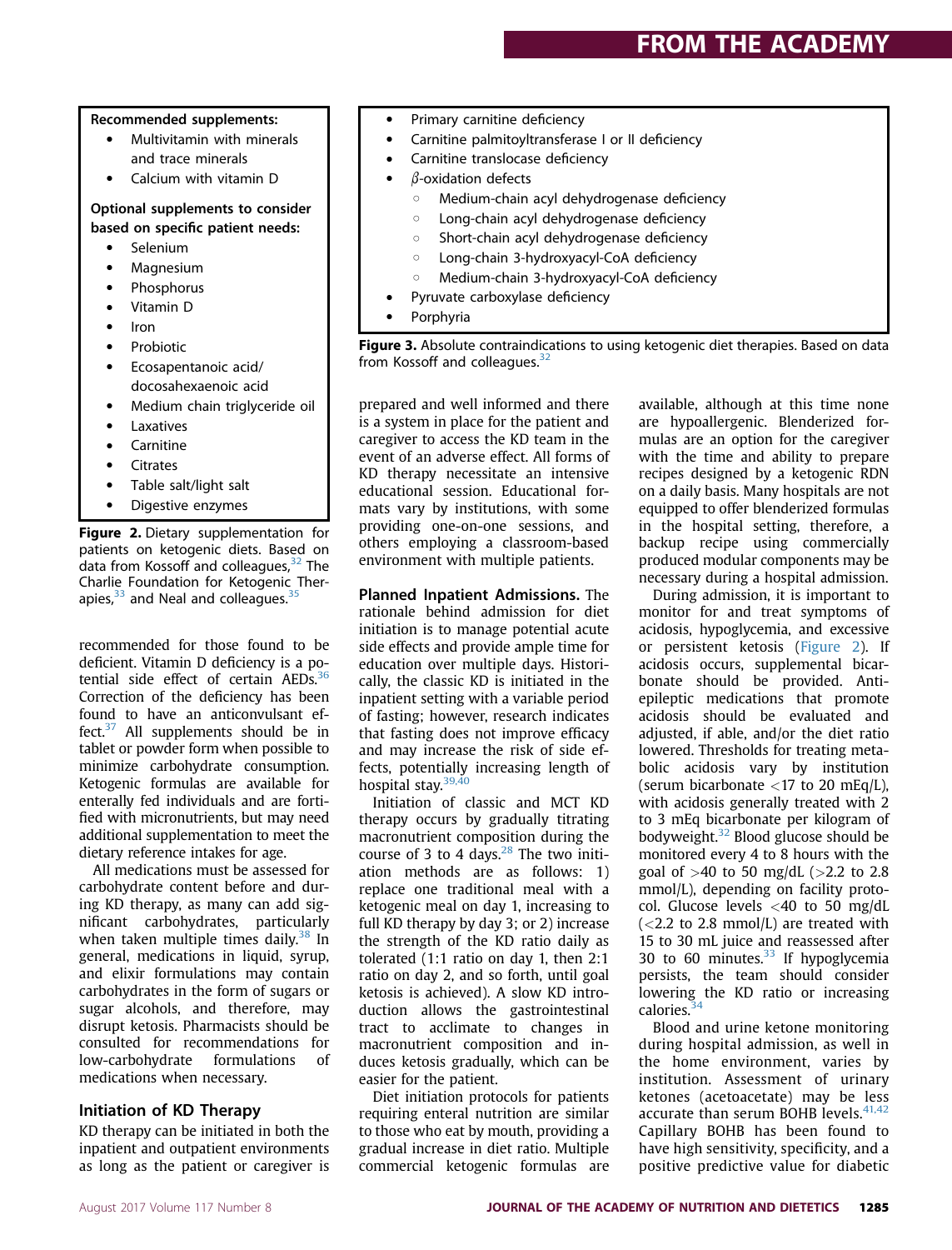**Recommended supplements:**

- Multivitamin with minerals and trace minerals
- Calcium with vitamin D

**Optional supplements to consider based on specific patient needs:**

- Selenium
- Magnesium
- Phosphorus
- Vitamin D
- Iron
- Probiotic
- Ecosapentanoic acid/docosahexaenoic acid
- Medium chain triglyceride oil
- Laxatives
- Carnitine
- Citrates
- Table salt/light salt
- Digestive enzymes

**Figure 2.** Dietary supplementation for patients on ketogenic diets. Based on data from Kossoff and colleagues,[32] The Charlie Foundation for Ketogenic Therapies,[33] and Neal and colleagues.[35]

recommended for those found to be deficient. Vitamin D deficiency is a potential side effect of certain AEDs.[36] Correction of the deficiency has been found to have an anticonvulsant effect.[37] All supplements should be in tablet or powder form when possible to minimize carbohydrate consumption. Ketogenic formulas are available for enterally fed individuals and are fortified with micronutrients, but may need additional supplementation to meet the dietary reference intakes for age.

All medications must be assessed for carbohydrate content before and during KD therapy, as many can add significant carbohydrates, particularly when taken multiple times daily.[38] In general, medications in liquid, syrup, and elixir formulations may contain carbohydrates in the form of sugars or sugar alcohols, and therefore, may disrupt ketosis. Pharmacists should be consulted for recommendations for low-carbohydrate formulations of medications when necessary.

## Initiation of KD Therapy

KD therapy can be initiated in both the inpatient and outpatient environments as long as the patient or caregiver is prepared and well informed and there is a system in place for the patient and caregiver to access the KD team in the event of an adverse effect. All forms of KD therapy necessitate an intensive educational session. Educational formats vary by institutions, with some providing one-on-one sessions, and others employing a classroom-based environment with multiple patients.

- Primary carnitine deficiency
- Carnitine palmitoyltransferase I or II deficiency
- Carnitine translocase deficiency
- β-oxidation defects
  - Medium-chain acyl dehydrogenase deficiency
  - Long-chain acyl dehydrogenase deficiency
  - Short-chain acyl dehydrogenase deficiency
  - Long-chain 3-hydroxyacyl-CoA deficiency
  - Medium-chain 3-hydroxyacyl-CoA deficiency
- Pyruvate carboxylase deficiency
- Porphyria

**Figure 3.** Absolute contraindications to using ketogenic diet therapies. Based on data from Kossoff and colleagues.[32]

**Planned Inpatient Admissions.** The rationale behind admission for diet initiation is to manage potential acute side effects and provide ample time for education over multiple days. Historically, the classic KD is initiated in the inpatient setting with a variable period of fasting; however, research indicates that fasting does not improve efficacy and may increase the risk of side effects, potentially increasing length of hospital stay.[39,40]

Initiation of classic and MCT KD therapy occurs by gradually titrating macronutrient composition during the course of 3 to 4 days.[28] The two initiation methods are as follows: 1) replace one traditional meal with a ketogenic meal on day 1, increasing to full KD therapy by day 3; or 2) increase the strength of the KD ratio daily as tolerated (1:1 ratio on day 1, then 2:1 ratio on day 2, and so forth, until goal ketosis is achieved). A slow KD introduction allows the gastrointestinal tract to acclimate to changes in macronutrient composition and induces ketosis gradually, which can be easier for the patient.

Diet initiation protocols for patients requiring enteral nutrition are similar to those who eat by mouth, providing a gradual increase in diet ratio. Multiple commercial ketogenic formulas are available, although at this time none are hypoallergenic. Blenderized formulas are an option for the caregiver with the time and ability to prepare recipes designed by a ketogenic RDN on a daily basis. Many hospitals are not equipped to offer blenderized formulas in the hospital setting, therefore, a backup recipe using commercially produced modular components may be necessary during a hospital admission.

During admission, it is important to monitor for and treat symptoms of acidosis, hypoglycemia, and excessive or persistent ketosis (Figure 2). If acidosis occurs, supplemental bicarbonate should be provided. Antiepileptic medications that promote acidosis should be evaluated and adjusted, if able, and/or the diet ratio lowered. Thresholds for treating metabolic acidosis vary by institution (serum bicarbonate <17 to 20 mEq/L), with acidosis generally treated with 2 to 3 mEq bicarbonate per kilogram of bodyweight.[32] Blood glucose should be monitored every 4 to 8 hours with the goal of >40 to 50 mg/dL (>2.2 to 2.8 mmol/L), depending on facility protocol. Glucose levels <40 to 50 mg/dL (<2.2 to 2.8 mmol/L) are treated with 15 to 30 mL juice and reassessed after 30 to 60 minutes.[33] If hypoglycemia persists, the team should consider lowering the KD ratio or increasing calories.[34]

Blood and urine ketone monitoring during hospital admission, as well in the home environment, varies by institution. Assessment of urinary ketones (acetoacetate) may be less accurate than serum BOHB levels.[41,42] Capillary BOHB has been found to have high sensitivity, specificity, and a positive predictive value for diabetic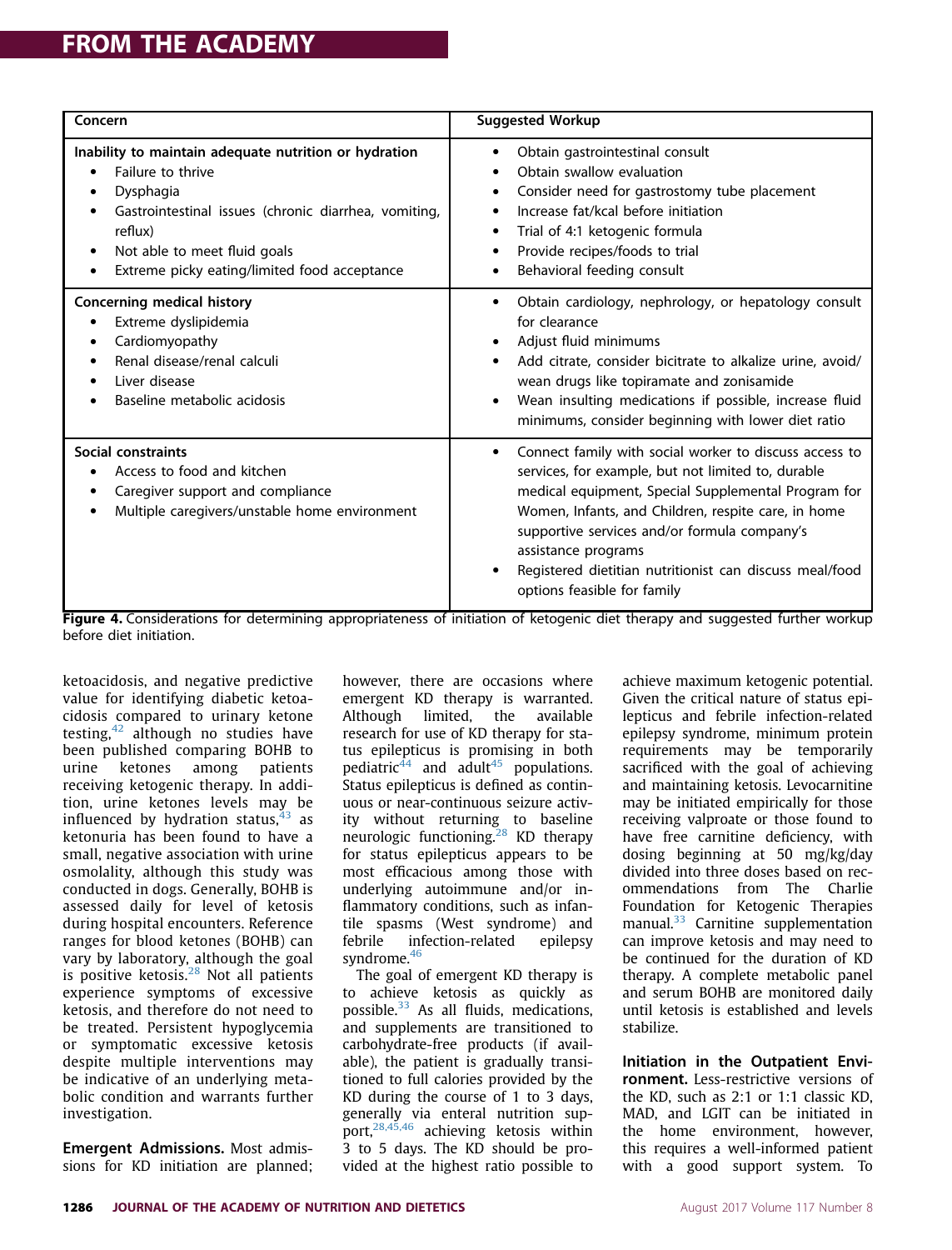| Concern | Suggested Workup |
|---|---|
| **Inability to maintain adequate nutrition or hydration**<br>• Failure to thrive<br>• Dysphagia<br>• Gastrointestinal issues (chronic diarrhea, vomiting, reflux)<br>• Not able to meet fluid goals<br>• Extreme picky eating/limited food acceptance | • Obtain gastrointestinal consult<br>• Obtain swallow evaluation<br>• Consider need for gastrostomy tube placement<br>• Increase fat/kcal before initiation<br>• Trial of 4:1 ketogenic formula<br>• Provide recipes/foods to trial<br>• Behavioral feeding consult |
| **Concerning medical history**<br>• Extreme dyslipidemia<br>• Cardiomyopathy<br>• Renal disease/renal calculi<br>• Liver disease<br>• Baseline metabolic acidosis | • Obtain cardiology, nephrology, or hepatology consult for clearance<br>• Adjust fluid minimums<br>• Add citrate, consider bicitrate to alkalize urine, avoid/wean drugs like topiramate and zonisamide<br>• Wean insulting medications if possible, increase fluid minimums, consider beginning with lower diet ratio |
| **Social constraints**<br>• Access to food and kitchen<br>• Caregiver support and compliance<br>• Multiple caregivers/unstable home environment | • Connect family with social worker to discuss access to services, for example, but not limited to, durable medical equipment, Special Supplemental Program for Women, Infants, and Children, respite care, in home supportive services and/or formula company's assistance programs<br>• Registered dietitian nutritionist can discuss meal/food options feasible for family |

**Figure 4.** Considerations for determining appropriateness of initiation of ketogenic diet therapy and suggested further workup before diet initiation.

ketoacidosis, and negative predictive value for identifying diabetic ketoacidosis compared to urinary ketone testing,[42] although no studies have been published comparing BOHB to urine ketones among patients receiving ketogenic therapy. In addition, urine ketones levels may be influenced by hydration status,[43] as ketonuria has been found to have a small, negative association with urine osmolality, although this study was conducted in dogs. Generally, BOHB is assessed daily for level of ketosis during hospital encounters. Reference ranges for blood ketones (BOHB) can vary by laboratory, although the goal is positive ketosis.[28] Not all patients experience symptoms of excessive ketosis, and therefore do not need to be treated. Persistent hypoglycemia or symptomatic excessive ketosis despite multiple interventions may be indicative of an underlying metabolic condition and warrants further investigation.

**Emergent Admissions.** Most admissions for KD initiation are planned; however, there are occasions where emergent KD therapy is warranted. Although limited, the available research for use of KD therapy for status epilepticus is promising in both pediatric[44] and adult[45] populations. Status epilepticus is defined as continuous or near-continuous seizure activity without returning to baseline neurologic functioning.[28] KD therapy for status epilepticus appears to be most efficacious among those with underlying autoimmune and/or inflammatory conditions, such as infantile spasms (West syndrome) and febrile infection-related epilepsy syndrome.[46]

The goal of emergent KD therapy is to achieve ketosis as quickly as possible.[33] As all fluids, medications, and supplements are transitioned to carbohydrate-free products (if available), the patient is gradually transitioned to full calories provided by the KD during the course of 1 to 3 days, generally via enteral nutrition support,[28,45,46] achieving ketosis within 3 to 5 days. The KD should be provided at the highest ratio possible to achieve maximum ketogenic potential. Given the critical nature of status epilepticus and febrile infection-related epilepsy syndrome, minimum protein requirements may be temporarily sacrificed with the goal of achieving and maintaining ketosis. Levocarnitine may be initiated empirically for those receiving valproate or those found to have free carnitine deficiency, with dosing beginning at 50 mg/kg/day divided into three doses based on recommendations from The Charlie Foundation for Ketogenic Therapies manual.[33] Carnitine supplementation can improve ketosis and may need to be continued for the duration of KD therapy. A complete metabolic panel and serum BOHB are monitored daily until ketosis is established and levels stabilize.

**Initiation in the Outpatient Environment.** Less-restrictive versions of the KD, such as 2:1 or 1:1 classic KD, MAD, and LGIT can be initiated in the home environment, however, this requires a well-informed patient with a good support system. To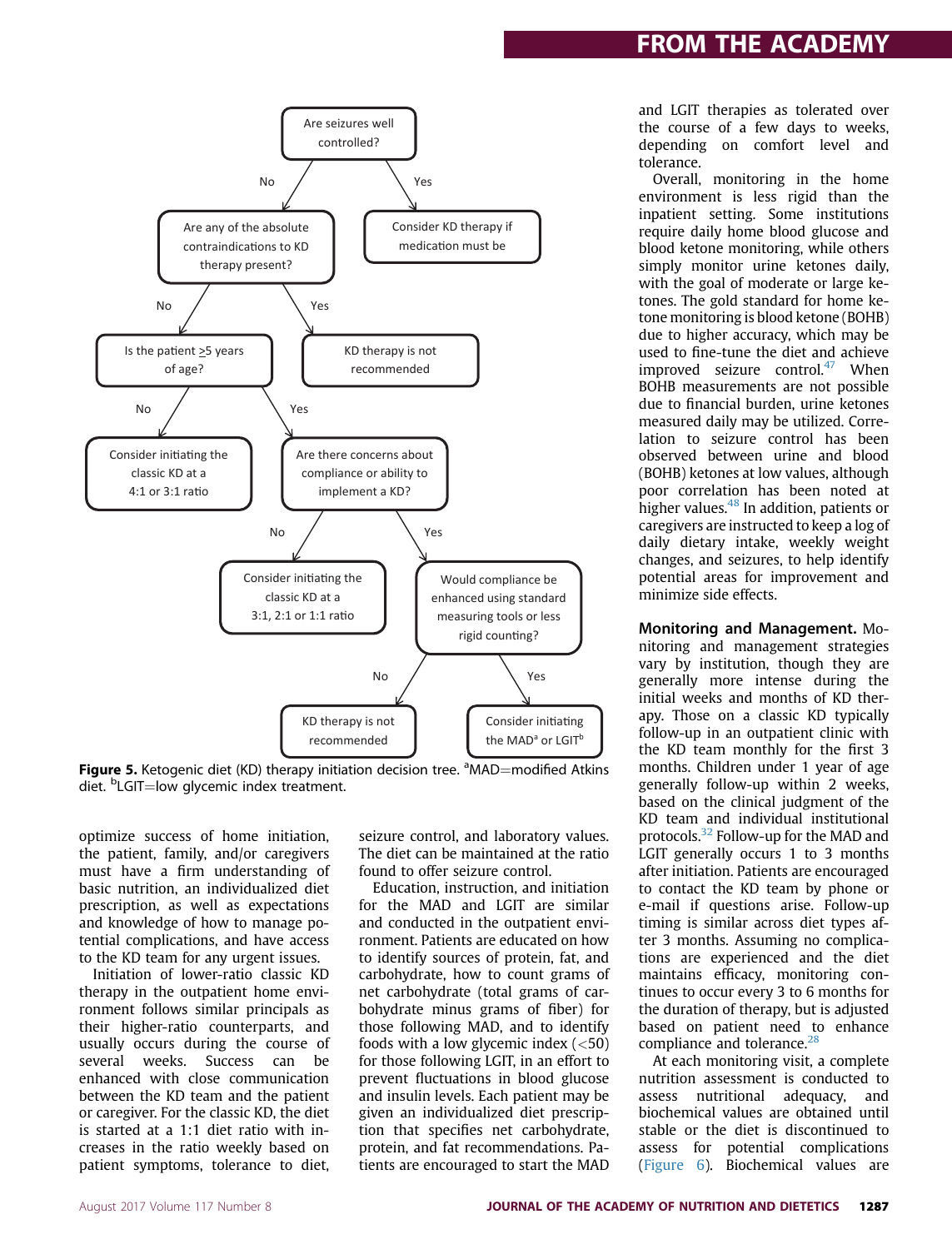Are seizures well controlled?

No

Yes

Consider KD therapy if medication must be

Are any of the absolute contraindications to KD therapy present?

No

Yes

KD therapy is not recommended

Is the patient ≥5 years of age?

No

Yes

Consider initiating the classic KD at a 4:1 or 3:1 ratio

Are there concerns about compliance or ability to implement a KD?

No

Yes

Consider initiating the classic KD at a 3:1, 2:1 or 1:1 ratio

Would compliance be enhanced using standard measuring tools or less rigid counting?

No

Yes

KD therapy is not recommended

Consider initiating the MAD[a] or LGIT[b]

**Figure 5.** Ketogenic diet (KD) therapy initiation decision tree. [a]MAD=modified Atkins diet. [b]LGIT=low glycemic index treatment.

optimize success of home initiation, the patient, family, and/or caregivers must have a firm understanding of basic nutrition, an individualized diet prescription, as well as expectations and knowledge of how to manage potential complications, and have access to the KD team for any urgent issues.

Initiation of lower-ratio classic KD therapy in the outpatient home environment follows similar principals as their higher-ratio counterparts, and usually occurs during the course of several weeks. Success can be enhanced with close communication between the KD team and the patient or caregiver. For the classic KD, the diet is started at a 1:1 diet ratio with increases in the ratio weekly based on patient symptoms, tolerance to diet, seizure control, and laboratory values. The diet can be maintained at the ratio found to offer seizure control.

Education, instruction, and initiation for the MAD and LGIT are similar and conducted in the outpatient environment. Patients are educated on how to identify sources of protein, fat, and carbohydrate, how to count grams of net carbohydrate (total grams of carbohydrate minus grams of fiber) for those following MAD, and to identify foods with a low glycemic index (<50) for those following LGIT, in an effort to prevent fluctuations in blood glucose and insulin levels. Each patient may be given an individualized diet prescription that specifies net carbohydrate, protein, and fat recommendations. Patients are encouraged to start the MAD and LGIT therapies as tolerated over the course of a few days to weeks, depending on comfort level and tolerance.

Overall, monitoring in the home environment is less rigid than the inpatient setting. Some institutions require daily home blood glucose and blood ketone monitoring, while others simply monitor urine ketones daily, with the goal of moderate or large ketones. The gold standard for home ketone monitoring is blood ketone (BOHB) due to higher accuracy, which may be used to fine-tune the diet and achieve improved seizure control.[47] When BOHB measurements are not possible due to financial burden, urine ketones measured daily may be utilized. Correlation to seizure control has been observed between urine and blood (BOHB) ketones at low values, although poor correlation has been noted at higher values.[48] In addition, patients or caregivers are instructed to keep a log of daily dietary intake, weekly weight changes, and seizures, to help identify potential areas for improvement and minimize side effects.

**Monitoring and Management.** Monitoring and management strategies vary by institution, though they are generally more intense during the initial weeks and months of KD therapy. Those on a classic KD typically follow-up in an outpatient clinic with the KD team monthly for the first 3 months. Children under 1 year of age generally follow-up within 2 weeks, based on the clinical judgment of the KD team and individual institutional protocols.[32] Follow-up for the MAD and LGIT generally occurs 1 to 3 months after initiation. Patients are encouraged to contact the KD team by phone or e-mail if questions arise. Follow-up timing is similar across diet types after 3 months. Assuming no complications are experienced and the diet maintains efficacy, monitoring continues to occur every 3 to 6 months for the duration of therapy, but is adjusted based on patient need to enhance compliance and tolerance.[28]

At each monitoring visit, a complete nutrition assessment is conducted to assess nutritional adequacy, and biochemical values are obtained until stable or the diet is discontinued to assess for potential complications (Figure 6). Biochemical values are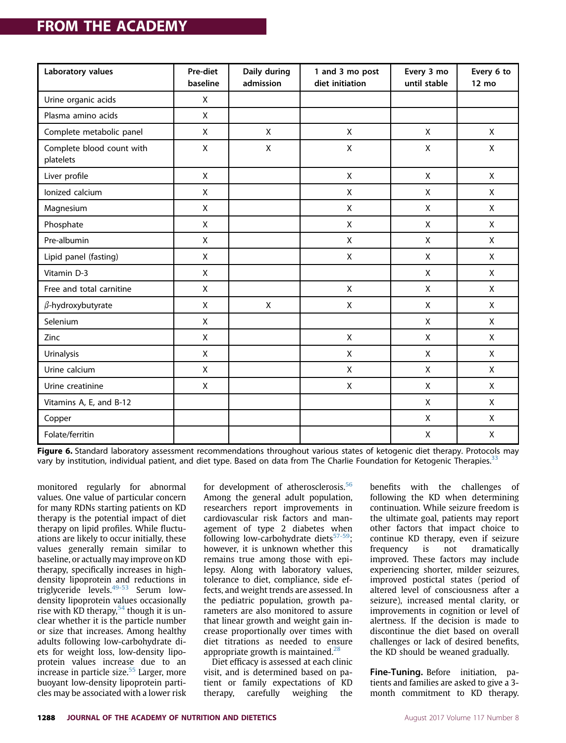| Laboratory values | Pre-diet baseline | Daily during admission | 1 and 3 mo post diet initiation | Every 3 mo until stable | Every 6 to 12 mo |
| --- | --- | --- | --- | --- | --- |
| Urine organic acids | X | | | | |
| Plasma amino acids | X | | | | |
| Complete metabolic panel | X | X | X | X | X |
| Complete blood count with platelets | X | X | X | X | X |
| Liver profile | X | | X | X | X |
| Ionized calcium | X | | X | X | X |
| Magnesium | X | | X | X | X |
| Phosphate | X | | X | X | X |
| Pre-albumin | X | | X | X | X |
| Lipid panel (fasting) | X | | X | X | X |
| Vitamin D-3 | X | | | X | X |
| Free and total carnitine | X | | X | X | X |
| $\beta$-hydroxybutyrate | X | X | X | X | X |
| Selenium | X | | | X | X |
| Zinc | X | | X | X | X |
| Urinalysis | X | | X | X | X |
| Urine calcium | X | | X | X | X |
| Urine creatinine | X | | X | X | X |
| Vitamins A, E, and B-12 | | | | X | X |
| Copper | | | | X | X |
| Folate/ferritin | | | | X | X |

**Figure 6.** Standard laboratory assessment recommendations throughout various states of ketogenic diet therapy. Protocols may vary by institution, individual patient, and diet type. Based on data from The Charlie Foundation for Ketogenic Therapies.[33]

monitored regularly for abnormal values. One value of particular concern for many RDNs starting patients on KD therapy is the potential impact of diet therapy on lipid profiles. While fluctuations are likely to occur initially, these values generally remain similar to baseline, or actually may improve on KD therapy, specifically increases in high-density lipoprotein and reductions in triglyceride levels.[49-53] Serum low-density lipoprotein values occasionally rise with KD therapy,[54] though it is unclear whether it is the particle number or size that increases. Among healthy adults following low-carbohydrate diets for weight loss, low-density lipoprotein values increase due to an increase in particle size.[55] Larger, more buoyant low-density lipoprotein particles may be associated with a lower risk for development of atherosclerosis.[56] Among the general adult population, researchers report improvements in cardiovascular risk factors and management of type 2 diabetes when following low-carbohydrate diets[57-59]; however, it is unknown whether this remains true among those with epilepsy. Along with laboratory values, tolerance to diet, compliance, side effects, and weight trends are assessed. In the pediatric population, growth parameters are also monitored to assure that linear growth and weight gain increase proportionally over times with diet titrations as needed to ensure appropriate growth is maintained.[28]

Diet efficacy is assessed at each clinic visit, and is determined based on patient or family expectations of KD therapy, carefully weighing the benefits with the challenges of following the KD when determining continuation. While seizure freedom is the ultimate goal, patients may report other factors that impact choice to continue KD therapy, even if seizure frequency is not dramatically improved. These factors may include experiencing shorter, milder seizures, improved postictal states (period of altered level of consciousness after a seizure), increased mental clarity, or improvements in cognition or level of alertness. If the decision is made to discontinue the diet based on overall challenges or lack of desired benefits, the KD should be weaned gradually.

**Fine-Tuning.** Before initiation, patients and families are asked to give a 3-month commitment to KD therapy.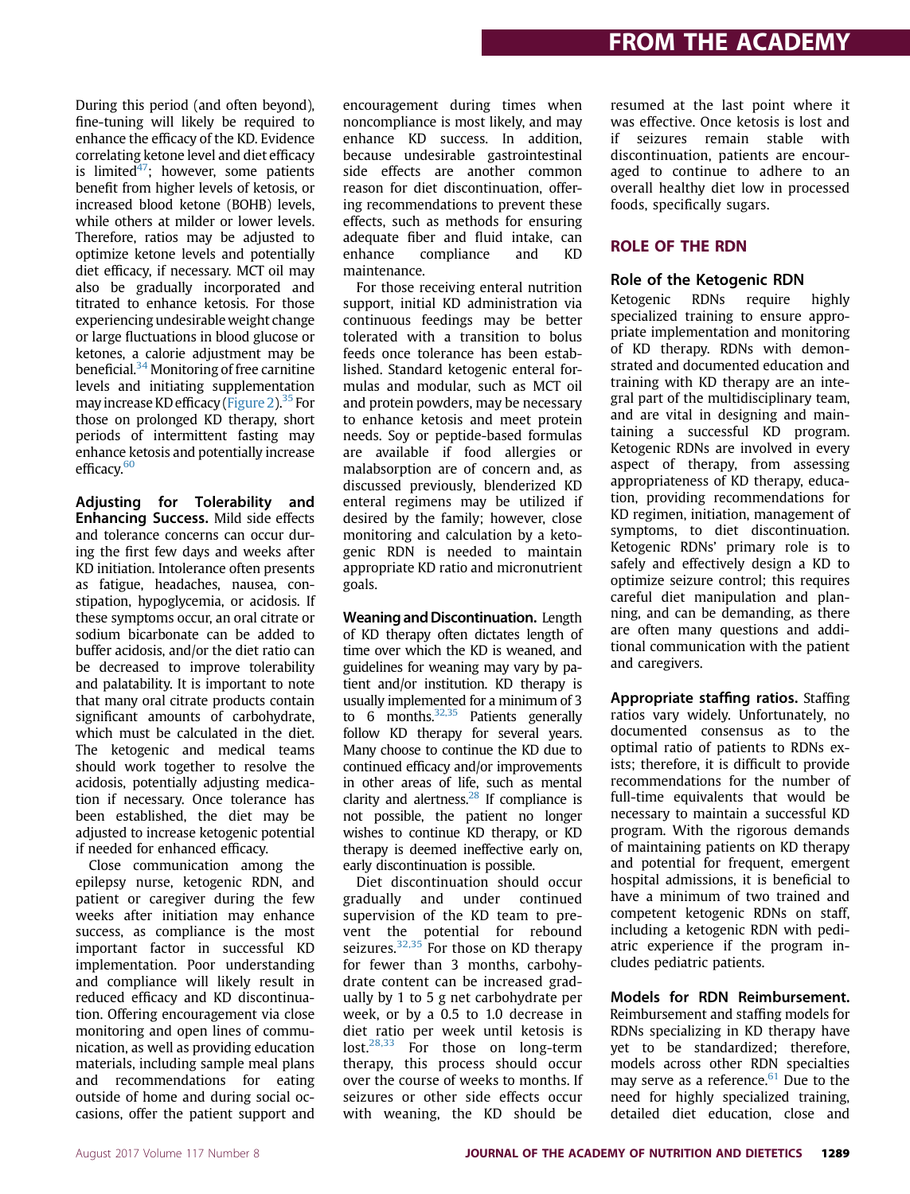During this period (and often beyond), fine-tuning will likely be required to enhance the efficacy of the KD. Evidence correlating ketone level and diet efficacy is limited[47]; however, some patients benefit from higher levels of ketosis, or increased blood ketone (BOHB) levels, while others at milder or lower levels. Therefore, ratios may be adjusted to optimize ketone levels and potentially diet efficacy, if necessary. MCT oil may also be gradually incorporated and titrated to enhance ketosis. For those experiencing undesirable weight change or large fluctuations in blood glucose or ketones, a calorie adjustment may be beneficial.[34] Monitoring of free carnitine levels and initiating supplementation may increase KD efficacy (Figure 2).[35] For those on prolonged KD therapy, short periods of intermittent fasting may enhance ketosis and potentially increase efficacy.[60]

**Adjusting for Tolerability and Enhancing Success.** Mild side effects and tolerance concerns can occur during the first few days and weeks after KD initiation. Intolerance often presents as fatigue, headaches, nausea, constipation, hypoglycemia, or acidosis. If these symptoms occur, an oral citrate or sodium bicarbonate can be added to buffer acidosis, and/or the diet ratio can be decreased to improve tolerability and palatability. It is important to note that many oral citrate products contain significant amounts of carbohydrate, which must be calculated in the diet. The ketogenic and medical teams should work together to resolve the acidosis, potentially adjusting medication if necessary. Once tolerance has been established, the diet may be adjusted to increase ketogenic potential if needed for enhanced efficacy.

Close communication among the epilepsy nurse, ketogenic RDN, and patient or caregiver during the few weeks after initiation may enhance success, as compliance is the most important factor in successful KD implementation. Poor understanding and compliance will likely result in reduced efficacy and KD discontinuation. Offering encouragement via close monitoring and open lines of communication, as well as providing education materials, including sample meal plans and recommendations for eating outside of home and during social occasions, offer the patient support and encouragement during times when noncompliance is most likely, and may enhance KD success. In addition, because undesirable gastrointestinal side effects are another common reason for diet discontinuation, offering recommendations to prevent these effects, such as methods for ensuring adequate fiber and fluid intake, can enhance compliance and KD maintenance.

For those receiving enteral nutrition support, initial KD administration via continuous feedings may be better tolerated with a transition to bolus feeds once tolerance has been established. Standard ketogenic enteral formulas and modular, such as MCT oil and protein powders, may be necessary to enhance ketosis and meet protein needs. Soy or peptide-based formulas are available if food allergies or malabsorption are of concern and, as discussed previously, blenderized KD enteral regimens may be utilized if desired by the family; however, close monitoring and calculation by a ketogenic RDN is needed to maintain appropriate KD ratio and micronutrient goals.

**Weaning and Discontinuation.** Length of KD therapy often dictates length of time over which the KD is weaned, and guidelines for weaning may vary by patient and/or institution. KD therapy is usually implemented for a minimum of 3 to 6 months.[32,35] Patients generally follow KD therapy for several years. Many choose to continue the KD due to continued efficacy and/or improvements in other areas of life, such as mental clarity and alertness.[28] If compliance is not possible, the patient no longer wishes to continue KD therapy, or KD therapy is deemed ineffective early on, early discontinuation is possible.

Diet discontinuation should occur gradually and under continued supervision of the KD team to prevent the potential for rebound seizures.[32,35] For those on KD therapy for fewer than 3 months, carbohydrate content can be increased gradually by 1 to 5 g net carbohydrate per week, or by a 0.5 to 1.0 decrease in diet ratio per week until ketosis is lost.[28,33] For those on long-term therapy, this process should occur over the course of weeks to months. If seizures or other side effects occur with weaning, the KD should be resumed at the last point where it was effective. Once ketosis is lost and if seizures remain stable with discontinuation, patients are encouraged to continue to adhere to an overall healthy diet low in processed foods, specifically sugars.

## ROLE OF THE RDN

### Role of the Ketogenic RDN

Ketogenic RDNs require highly specialized training to ensure appropriate implementation and monitoring of KD therapy. RDNs with demonstrated and documented education and training with KD therapy are an integral part of the multidisciplinary team, and are vital in designing and maintaining a successful KD program. Ketogenic RDNs are involved in every aspect of therapy, from assessing appropriateness of KD therapy, education, providing recommendations for KD regimen, initiation, management of symptoms, to diet discontinuation. Ketogenic RDNs' primary role is to safely and effectively design a KD to optimize seizure control; this requires careful diet manipulation and planning, and can be demanding, as there are often many questions and additional communication with the patient and caregivers.

**Appropriate staffing ratios.** Staffing ratios vary widely. Unfortunately, no documented consensus as to the optimal ratio of patients to RDNs exists; therefore, it is difficult to provide recommendations for the number of full-time equivalents that would be necessary to maintain a successful KD program. With the rigorous demands of maintaining patients on KD therapy and potential for frequent, emergent hospital admissions, it is beneficial to have a minimum of two trained and competent ketogenic RDNs on staff, including a ketogenic RDN with pediatric experience if the program includes pediatric patients.

**Models for RDN Reimbursement.** Reimbursement and staffing models for RDNs specializing in KD therapy have yet to be standardized; therefore, models across other RDN specialties may serve as a reference.[61] Due to the need for highly specialized training, detailed diet education, close and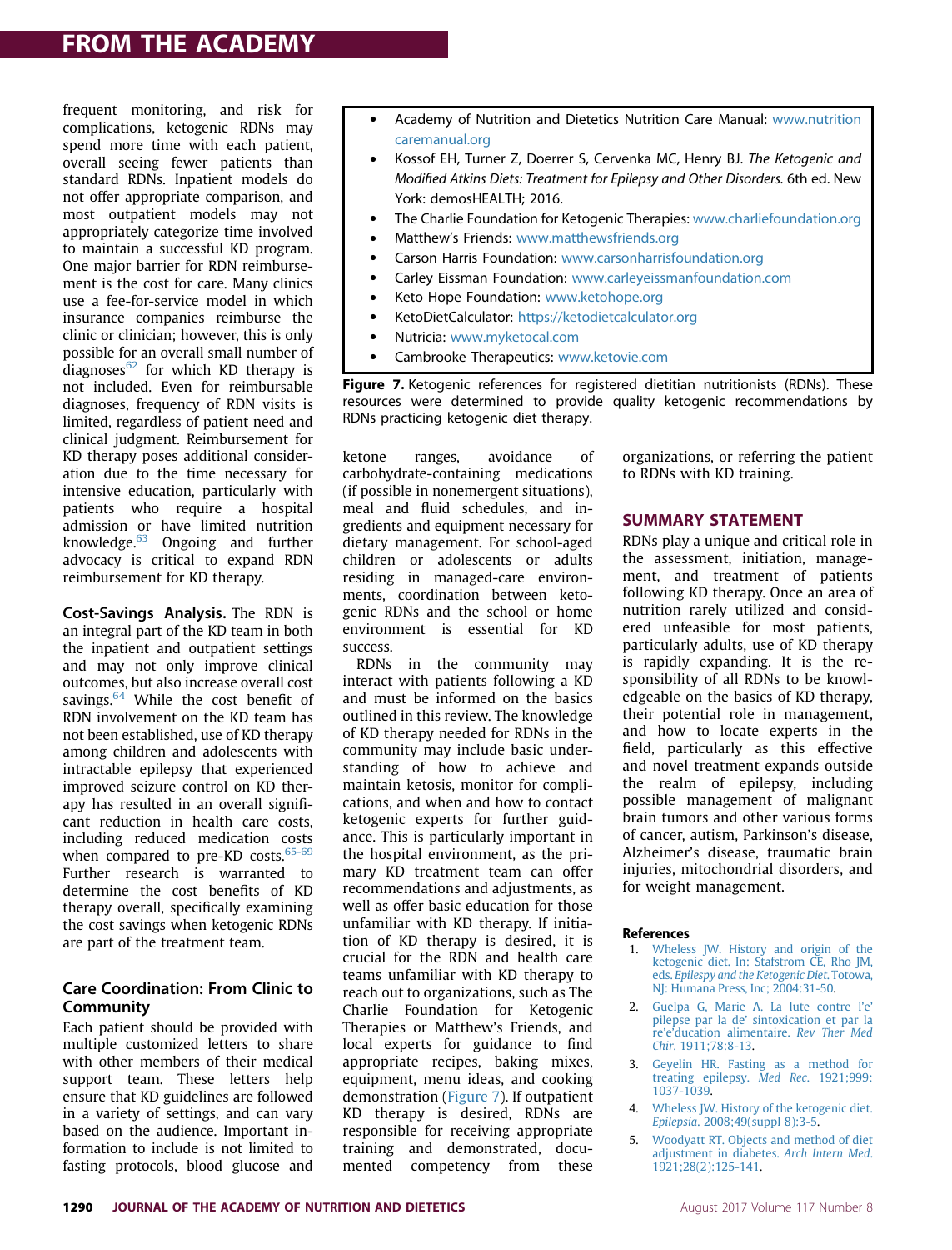frequent monitoring, and risk for complications, ketogenic RDNs may spend more time with each patient, overall seeing fewer patients than standard RDNs. Inpatient models do not offer appropriate comparison, and most outpatient models may not appropriately categorize time involved to maintain a successful KD program. One major barrier for RDN reimbursement is the cost for care. Many clinics use a fee-for-service model in which insurance companies reimburse the clinic or clinician; however, this is only possible for an overall small number of diagnoses[62] for which KD therapy is not included. Even for reimbursable diagnoses, frequency of RDN visits is limited, regardless of patient need and clinical judgment. Reimbursement for KD therapy poses additional consideration due to the time necessary for intensive education, particularly with patients who require a hospital admission or have limited nutrition knowledge.[63] Ongoing and further advocacy is critical to expand RDN reimbursement for KD therapy.

**Cost-Savings Analysis.** The RDN is an integral part of the KD team in both the inpatient and outpatient settings and may not only improve clinical outcomes, but also increase overall cost savings.[64] While the cost benefit of RDN involvement on the KD team has not been established, use of KD therapy among children and adolescents with intractable epilepsy that experienced improved seizure control on KD therapy has resulted in an overall significant reduction in health care costs, including reduced medication costs when compared to pre-KD costs.[65-69] Further research is warranted to determine the cost benefits of KD therapy overall, specifically examining the cost savings when ketogenic RDNs are part of the treatment team.

### Care Coordination: From Clinic to Community

Each patient should be provided with multiple customized letters to share with other members of their medical support team. These letters help ensure that KD guidelines are followed in a variety of settings, and can vary based on the audience. Important information to include is not limited to fasting protocols, blood glucose and ketone ranges, avoidance of carbohydrate-containing medications (if possible in nonemergent situations), meal and fluid schedules, and ingredients and equipment necessary for dietary management. For school-aged children or adolescents or adults residing in managed-care environments, coordination between ketogenic RDNs and the school or home environment is essential for KD success.

RDNs in the community may interact with patients following a KD and must be informed on the basics outlined in this review. The knowledge of KD therapy needed for RDNs in the community may include basic understanding of how to achieve and maintain ketosis, monitor for complications, and when and how to contact ketogenic experts for further guidance. This is particularly important in the hospital environment, as the primary KD treatment team can offer recommendations and adjustments, as well as offer basic education for those unfamiliar with KD therapy. If initiation of KD therapy is desired, it is crucial for the RDN and health care teams unfamiliar with KD therapy to reach out to organizations, such as The Charlie Foundation for Ketogenic Therapies or Matthew's Friends, and local experts for guidance to find appropriate recipes, baking mixes, equipment, menu ideas, and cooking demonstration (Figure 7). If outpatient KD therapy is desired, RDNs are responsible for receiving appropriate training and demonstrated, documented competency from these organizations, or referring the patient to RDNs with KD training.

- Academy of Nutrition and Dietetics Nutrition Care Manual: www.nutritioncaremanual.org
- Kossof EH, Turner Z, Doerrer S, Cervenka MC, Henry BJ. *The Ketogenic and Modified Atkins Diets: Treatment for Epilepsy and Other Disorders.* 6th ed. New York: demosHEALTH; 2016.
- The Charlie Foundation for Ketogenic Therapies: www.charliefoundation.org
- Matthew's Friends: www.matthewsfriends.org
- Carson Harris Foundation: www.carsonharrisfoundation.org
- Carley Eissman Foundation: www.carleyeissmanfoundation.com
- Keto Hope Foundation: www.ketohope.org
- KetoDietCalculator: https://ketodietcalculator.org
- Nutricia: www.myketocal.com
- Cambrooke Therapeutics: www.ketovie.com

**Figure 7.** Ketogenic references for registered dietitian nutritionists (RDNs). These resources were determined to provide quality ketogenic recommendations by RDNs practicing ketogenic diet therapy.

## SUMMARY STATEMENT

RDNs play a unique and critical role in the assessment, initiation, management, and treatment of patients following KD therapy. Once an area of nutrition rarely utilized and considered unfeasible for most patients, particularly adults, use of KD therapy is rapidly expanding. It is the responsibility of all RDNs to be knowledgeable on the basics of KD therapy, their potential role in management, and how to locate experts in the field, particularly as this effective and novel treatment expands outside the realm of epilepsy, including possible management of malignant brain tumors and other various forms of cancer, autism, Parkinson's disease, Alzheimer's disease, traumatic brain injuries, mitochondrial disorders, and for weight management.

### References

1. Wheless JW. History and origin of the ketogenic diet. In: Stafstrom CE, Rho JM, eds. *Epilepsy and the Ketogenic Diet*. Totowa, NJ: Humana Press, Inc; 2004:31-50.
2. Guelpa G, Marie A. La lute contre l'e' pilepse par la de' sintoxication et par la re'e'ducation alimentaire. *Rev Ther Med Chir*. 1911;78:8-13.
3. Geyelin HR. Fasting as a method for treating epilepsy. *Med Rec*. 1921;999:1037-1039.
4. Wheless JW. History of the ketogenic diet. *Epilepsia*. 2008;49(suppl 8):3-5.
5. Woodyatt RT. Objects and method of diet adjustment in diabetes. *Arch Intern Med*. 1921;28(2):125-141.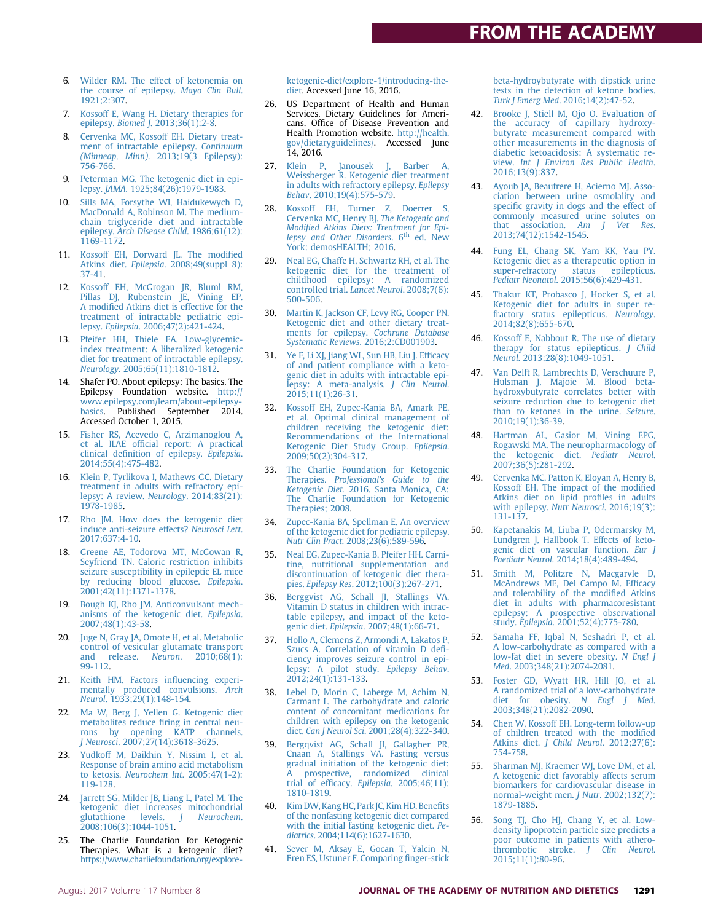6. Wilder RM. The effect of ketonemia on the course of epilepsy. *Mayo Clin Bull*. 1921;2:307.
7. Kossoff E, Wang H. Dietary therapies for epilepsy. *Biomed J*. 2013;36(1):2-8.
8. Cervenka MC, Kossoff EH. Dietary treatment of intractable epilepsy. *Continuum (Minneap, Minn)*. 2013;19(3 Epilepsy): 756-766.
9. Peterman MG. The ketogenic diet in epilepsy. *JAMA*. 1925;84(26):1979-1983.
10. Sills MA, Forsythe WI, Haidukewych D, MacDonald A, Robinson M. The medium-chain triglyceride diet and intractable epilepsy. *Arch Disease Child*. 1986;61(12): 1169-1172.
11. Kossoff EH, Dorward JL. The modified Atkins diet. *Epilepsia*. 2008;49(suppl 8): 37-41.
12. Kossoff EH, McGrogan JR, Bluml RM, Pillas DJ, Rubenstein JE, Vining EP. A modified Atkins diet is effective for the treatment of intractable pediatric epilepsy. *Epilepsia*. 2006;47(2):421-424.
13. Pfeifer HH, Thiele EA. Low-glycemic-index treatment: A liberalized ketogenic diet for treatment of intractable epilepsy. *Neurology*. 2005;65(11):1810-1812.
14. Shafer PO. About epilepsy: The basics. The Epilepsy Foundation website. http://www.epilepsy.com/learn/about-epilepsy-basics. Published September 2014. Accessed October 1, 2015.
15. Fisher RS, Acevedo C, Arzimanoglou A, et al. ILAE official report: A practical clinical definition of epilepsy. *Epilepsia*. 2014;55(4):475-482.
16. Klein P, Tyrlikova I, Mathews GC. Dietary treatment in adults with refractory epilepsy: A review. *Neurology*. 2014;83(21): 1978-1985.
17. Rho JM. How does the ketogenic diet induce anti-seizure effects? *Neurosci Lett*. 2017;637:4-10.
18. Greene AE, Todorova MT, McGowan R, Seyfriend TN. Caloric restriction inhibits seizure susceptibility in epileptic EL mice by reducing blood glucose. *Epilepsia*. 2001;42(11):1371-1378.
19. Bough KJ, Rho JM. Anticonvulsant mechanisms of the ketogenic diet. *Epilepsia*. 2007;48(1):43-58.
20. Juge N, Gray JA, Omote H, et al. Metabolic control of vesicular glutamate transport and release. *Neuron*. 2010;68(1): 99-112.
21. Keith HM. Factors influencing experimentally produced convulsions. *Arch Neurol*. 1933;29(1):148-154.
22. Ma W, Berg J, Yellen G. Ketogenic diet metabolites reduce firing in central neurons by opening KATP channels. *J Neurosci*. 2007;27(14):3618-3625.
23. Yudkoff M, Daikhin Y, Nissim I, et al. Response of brain amino acid metabolism to ketosis. *Neurochem Int*. 2005;47(1-2): 119-128.
24. Jarrett SG, Milder JB, Liang L, Patel M. The ketogenic diet increases mitochondrial glutathione levels. *J Neurochem*. 2008;106(3):1044-1051.
25. The Charlie Foundation for Ketogenic Therapies. What is a ketogenic diet? https://www.charliefoundation.org/explore-ketogenic-diet/explore-1/introducing-the-diet. Accessed June 16, 2016.
26. US Department of Health and Human Services. Dietary Guidelines for Americans. Office of Disease Prevention and Health Promotion website. http://health.gov/dietaryguidelines/. Accessed June 14, 2016.
27. Klein P, Janousek J, Barber A, Weissberger R. Ketogenic diet treatment in adults with refractory epilepsy. *Epilepsy Behav*. 2010;19(4):575-579.
28. Kossoff EH, Turner Z, Doerrer S, Cervenka MC, Henry BJ. *The Ketogenic and Modified Atkins Diets: Treatment for Epilepsy and Other Disorders*. 6th ed. New York: demosHEALTH; 2016.
29. Neal EG, Chaffe H, Schwartz RH, et al. The ketogenic diet for the treatment of childhood epilepsy: A randomized controlled trial. *Lancet Neurol*. 2008;7(6): 500-506.
30. Martin K, Jackson CF, Levy RG, Cooper PN. Ketogenic diet and other dietary treatments for epilepsy. *Cochrane Database Systematic Reviews*. 2016;2:CD001903.
31. Ye F, Li XJ, Jiang WL, Sun HB, Liu J. Efficacy of and patient compliance with a ketogenic diet in adults with intractable epilepsy: A meta-analysis. *J Clin Neurol*. 2015;11(1):26-31.
32. Kossoff EH, Zupec-Kania BA, Amark PE, et al. Optimal clinical management of children receiving the ketogenic diet: Recommendations of the International Ketogenic Diet Study Group. *Epilepsia*. 2009;50(2):304-317.
33. The Charlie Foundation for Ketogenic Therapies. *Professional's Guide to the Ketogenic Diet*. 2016. Santa Monica, CA: The Charlie Foundation for Ketogenic Therapies; 2008.
34. Zupec-Kania BA, Spellman E. An overview of the ketogenic diet for pediatric epilepsy. *Nutr Clin Pract*. 2008;23(6):589-596.
35. Neal EG, Zupec-Kania B, Pfeifer HH. Carnitine, nutritional supplementation and discontinuation of ketogenic diet therapies. *Epilepsy Res*. 2012;100(3):267-271.
36. Berggvist AG, Schall JI, Stallings VA. Vitamin D status in children with intractable epilepsy, and impact of the ketogenic diet. *Epilepsia*. 2007;48(1):66-71.
37. Hollo A, Clemens Z, Armondi A, Lakatos P, Szucs A. Correlation of vitamin D deficiency improves seizure control in epilepsy: A pilot study. *Epilepsy Behav*. 2012;24(1):131-133.
38. Lebel D, Morin C, Laberge M, Achim N, Carmant L. The carbohydrate and caloric content of concomitant medications for children with epilepsy on the ketogenic diet. *Can J Neurol Sci*. 2001;28(4):322-340.
39. Bergqvist AG, Schall JI, Gallagher PR, Cnaan A, Stallings VA. Fasting versus gradual initiation of the ketogenic diet: A prospective, randomized clinical trial of efficacy. *Epilepsia*. 2005;46(11): 1810-1819.
40. Kim DW, Kang HC, Park JC, Kim HD. Benefits of the nonfasting ketogenic diet compared with the initial fasting ketogenic diet. *Pediatrics*. 2004;114(6):1627-1630.
41. Sever M, Aksay E, Gocan T, Yalcin N, Eren ES, Ustuner F. Comparing finger-stick beta-hydroybutyrate with dipstick urine tests in the detection of ketone bodies. *Turk J Emerg Med*. 2016;14(2):47-52.
42. Brooke J, Stiell M, Ojo O. Evaluation of the accuracy of capillary hydroxybutyrate measurement compared with other measurements in the diagnosis of diabetic ketoacidosis: A systematic review. *Int J Environ Res Public Health*. 2016;13(9):837.
43. Ayoub JA, Beaufrere H, Acierno MJ. Association between urine osmolality and specific gravity in dogs and the effect of commonly measured urine solutes on that association. *Am J Vet Res*. 2013;74(12):1542-1545.
44. Fung EL, Chang SK, Yam KK, Yau PY. Ketogenic diet as a therapeutic option in super-refractory status epilepticus. *Pediatr Neonatol*. 2015;56(6):429-431.
45. Thakur KT, Probasco J, Hocker S, et al. Ketogenic diet for adults in super refractory status epilepticus. *Neurology*. 2014;82(8):655-670.
46. Kossoff E, Nabbout R. The use of dietary therapy for status epilepticus. *J Child Neurol*. 2013;28(8):1049-1051.
47. Van Delft R, Lambrechts D, Verschuure P, Hulsman J, Majoie M. Blood beta-hydroxybutyrate correlates better with seizure reduction due to ketogenic diet than to ketones in the urine. *Seizure*. 2010;19(1):36-39.
48. Hartman AL, Gasior M, Vining EPG, Rogawski MA. The neuropharmacology of the ketogenic diet. *Pediatr Neurol*. 2007;36(5):281-292.
49. Cervenka MC, Patton K, Eloyan A, Henry B, Kossoff EH. The impact of the modified Atkins diet on lipid profiles in adults with epilepsy. *Nutr Neurosci*. 2016;19(3): 131-137.
50. Kapetanakis M, Liuba P, Odermarsky M, Lundgren J, Hallbook T. Effects of ketogenic diet on vascular function. *Eur J Paediatr Neurol*. 2014;18(4):489-494.
51. Smith M, Politzer N, Macgarvle D, McAndrews ME, Del Campo M. Efficacy and tolerability of the modified Atkins diet in adults with pharmacoresistant epilepsy: A prospective observational study. *Epilepsia*. 2001;52(4):775-780.
52. Samaha FF, Iqbal N, Seshadri P, et al. A low-carbohydrate as compared with a low-fat diet in severe obesity. *N Engl J Med*. 2003;348(21):2074-2081.
53. Foster GD, Wyatt HR, Hill JO, et al. A randomized trial of a low-carbohydrate diet for obesity. *N Engl J Med*. 2003;348(21):2082-2090.
54. Chen W, Kossoff EH. Long-term follow-up of children treated with the modified Atkins diet. *J Child Neurol*. 2012;27(6): 754-758.
55. Sharman MJ, Kraemer WJ, Love DM, et al. A ketogenic diet favorably affects serum biomarkers for cardiovascular disease in normal-weight men. *J Nutr*. 2002;132(7): 1879-1885.
56. Song TJ, Cho HJ, Chang Y, et al. Low-density lipoprotein particle size predicts a poor outcome in patients with atherothrombotic stroke. *J Clin Neurol*. 2015;11(1):80-96.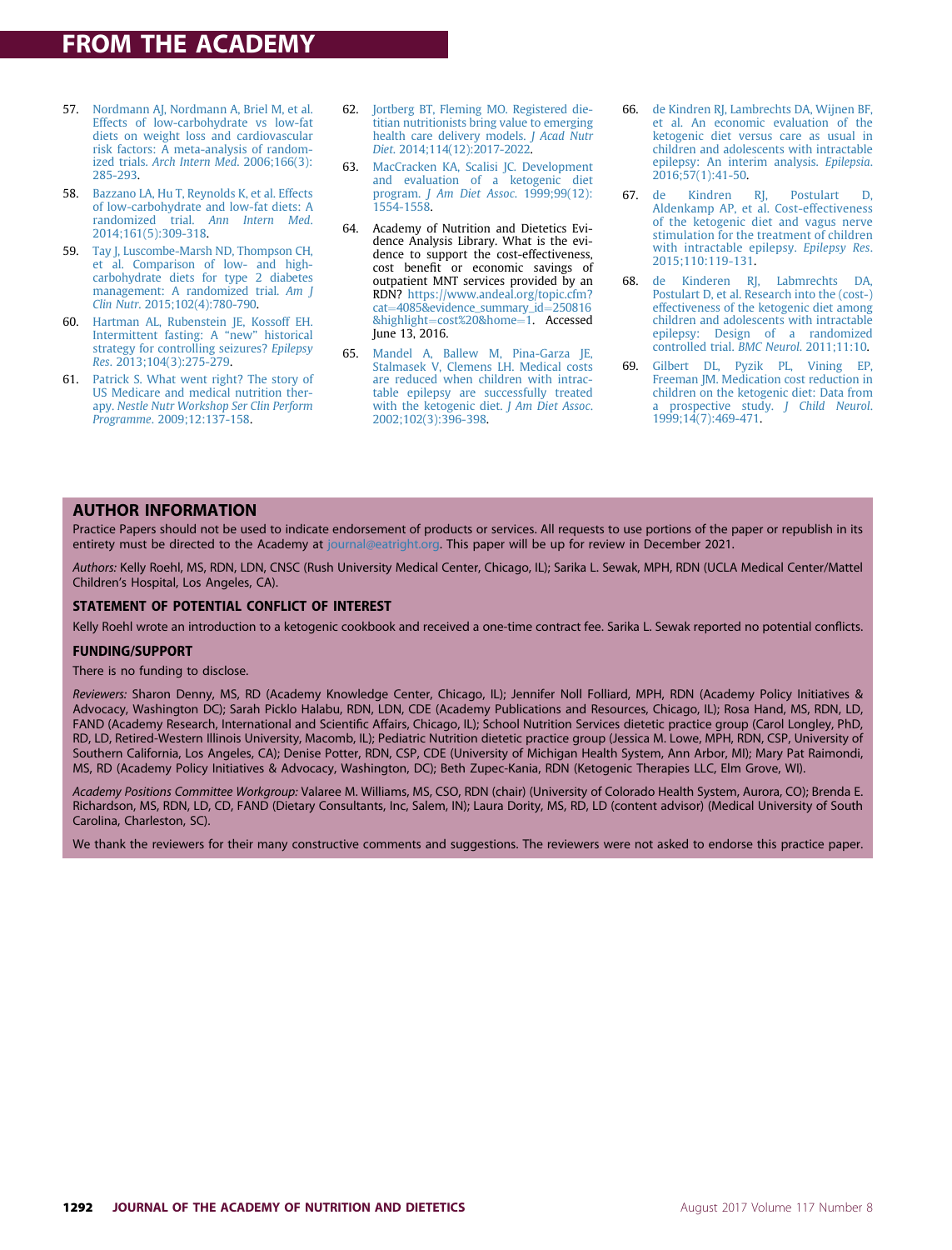57. Nordmann AJ, Nordmann A, Briel M, et al. Effects of low-carbohydrate vs low-fat diets on weight loss and cardiovascular risk factors: A meta-analysis of randomized trials. *Arch Intern Med*. 2006;166(3):285-293.
58. Bazzano LA, Hu T, Reynolds K, et al. Effects of low-carbohydrate and low-fat diets: A randomized trial. *Ann Intern Med*. 2014;161(5):309-318.
59. Tay J, Luscombe-Marsh ND, Thompson CH, et al. Comparison of low- and high-carbohydrate diets for type 2 diabetes management: A randomized trial. *Am J Clin Nutr*. 2015;102(4):780-790.
60. Hartman AL, Rubenstein JE, Kossoff EH. Intermittent fasting: A "new" historical strategy for controlling seizures? *Epilepsy Res*. 2013;104(3):275-279.
61. Patrick S. What went right? The story of US Medicare and medical nutrition therapy. *Nestle Nutr Workshop Ser Clin Perform Programme*. 2009;12:137-158.
62. Jortberg BT, Fleming MO. Registered dietitian nutritionists bring value to emerging health care delivery models. *J Acad Nutr Diet*. 2014;114(12):2017-2022.
63. MacCracken KA, Scalisi JC. Development and evaluation of a ketogenic diet program. *J Am Diet Assoc*. 1999;99(12):1554-1558.
64. Academy of Nutrition and Dietetics Evidence Analysis Library. What is the evidence to support the cost-effectiveness, cost benefit or economic savings of outpatient MNT services provided by an RDN? https://www.andeal.org/topic.cfm?cat=4085&evidence_summary_id=250816&highlight=cost%20&home=1. Accessed June 13, 2016.
65. Mandel A, Ballew M, Pina-Garza JE, Stalmasek V, Clemens LH. Medical costs are reduced when children with intractable epilepsy are successfully treated with the ketogenic diet. *J Am Diet Assoc*. 2002;102(3):396-398.
66. de Kindren RJ, Lambrechts DA, Wijnen BF, et al. An economic evaluation of the ketogenic diet versus care as usual in children and adolescents with intractable epilepsy: An interim analysis. *Epilepsia*. 2016;57(1):41-50.
67. de Kindren RJ, Postulart D, Aldenkamp AP, et al. Cost-effectiveness of the ketogenic diet and vagus nerve stimulation for the treatment of children with intractable epilepsy. *Epilepsy Res*. 2015;110:119-131.
68. de Kinderen RJ, Labmrechts DA, Postulart D, et al. Research into the (cost-) effectiveness of the ketogenic diet among children and adolescents with intractable epilepsy: Design of a randomized controlled trial. *BMC Neurol*. 2011;11:10.
69. Gilbert DL, Pyzik PL, Vining EP, Freeman JM. Medication cost reduction in children on the ketogenic diet: Data from a prospective study. *J Child Neurol*. 1999;14(7):469-471.

## AUTHOR INFORMATION

Practice Papers should not be used to indicate endorsement of products or services. All requests to use portions of the paper or republish in its entirety must be directed to the Academy at journal@eatright.org. This paper will be up for review in December 2021.

*Authors:* Kelly Roehl, MS, RDN, LDN, CNSC (Rush University Medical Center, Chicago, IL); Sarika L. Sewak, MPH, RDN (UCLA Medical Center/Mattel Children's Hospital, Los Angeles, CA).

### STATEMENT OF POTENTIAL CONFLICT OF INTEREST

Kelly Roehl wrote an introduction to a ketogenic cookbook and received a one-time contract fee. Sarika L. Sewak reported no potential conflicts.

### FUNDING/SUPPORT

There is no funding to disclose.

*Reviewers:* Sharon Denny, MS, RD (Academy Knowledge Center, Chicago, IL); Jennifer Noll Folliard, MPH, RDN (Academy Policy Initiatives & Advocacy, Washington DC); Sarah Picklo Halabu, RDN, LDN, CDE (Academy Publications and Resources, Chicago, IL); Rosa Hand, MS, RDN, LD, FAND (Academy Research, International and Scientific Affairs, Chicago, IL); School Nutrition Services dietetic practice group (Carol Longley, PhD, RD, LD, Retired-Western Illinois University, Macomb, IL); Pediatric Nutrition dietetic practice group (Jessica M. Lowe, MPH, RDN, CSP, University of Southern California, Los Angeles, CA); Denise Potter, RDN, CSP, CDE (University of Michigan Health System, Ann Arbor, MI); Mary Pat Raimondi, MS, RD (Academy Policy Initiatives & Advocacy, Washington, DC); Beth Zupec-Kania, RDN (Ketogenic Therapies LLC, Elm Grove, WI).

*Academy Positions Committee Workgroup:* Valaree M. Williams, MS, CSO, RDN (chair) (University of Colorado Health System, Aurora, CO); Brenda E. Richardson, MS, RDN, LD, CD, FAND (Dietary Consultants, Inc, Salem, IN); Laura Dority, MS, RD, LD (content advisor) (Medical University of South Carolina, Charleston, SC).

We thank the reviewers for their many constructive comments and suggestions. The reviewers were not asked to endorse this practice paper.